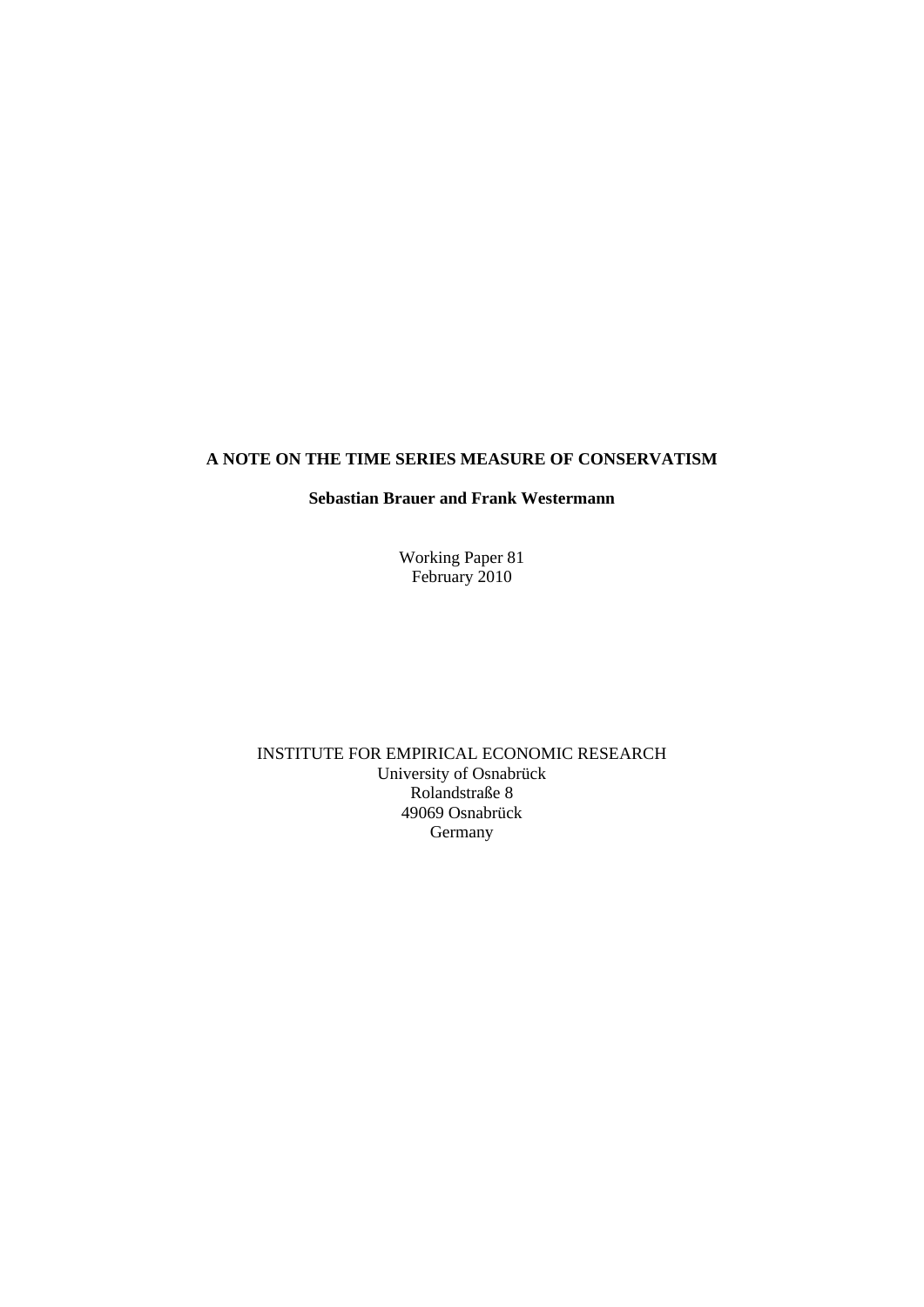# A NOTE ON THE TIME SERIES MEASURE OF CONSERVATISM

**Sebastian Brauer and Frank Westermann**

Working Paper 81
February 2010

INSTITUTE FOR EMPIRICAL ECONOMIC RESEARCH
University of Osnabrück
Rolandstraße 8
49069 Osnabrück
Germany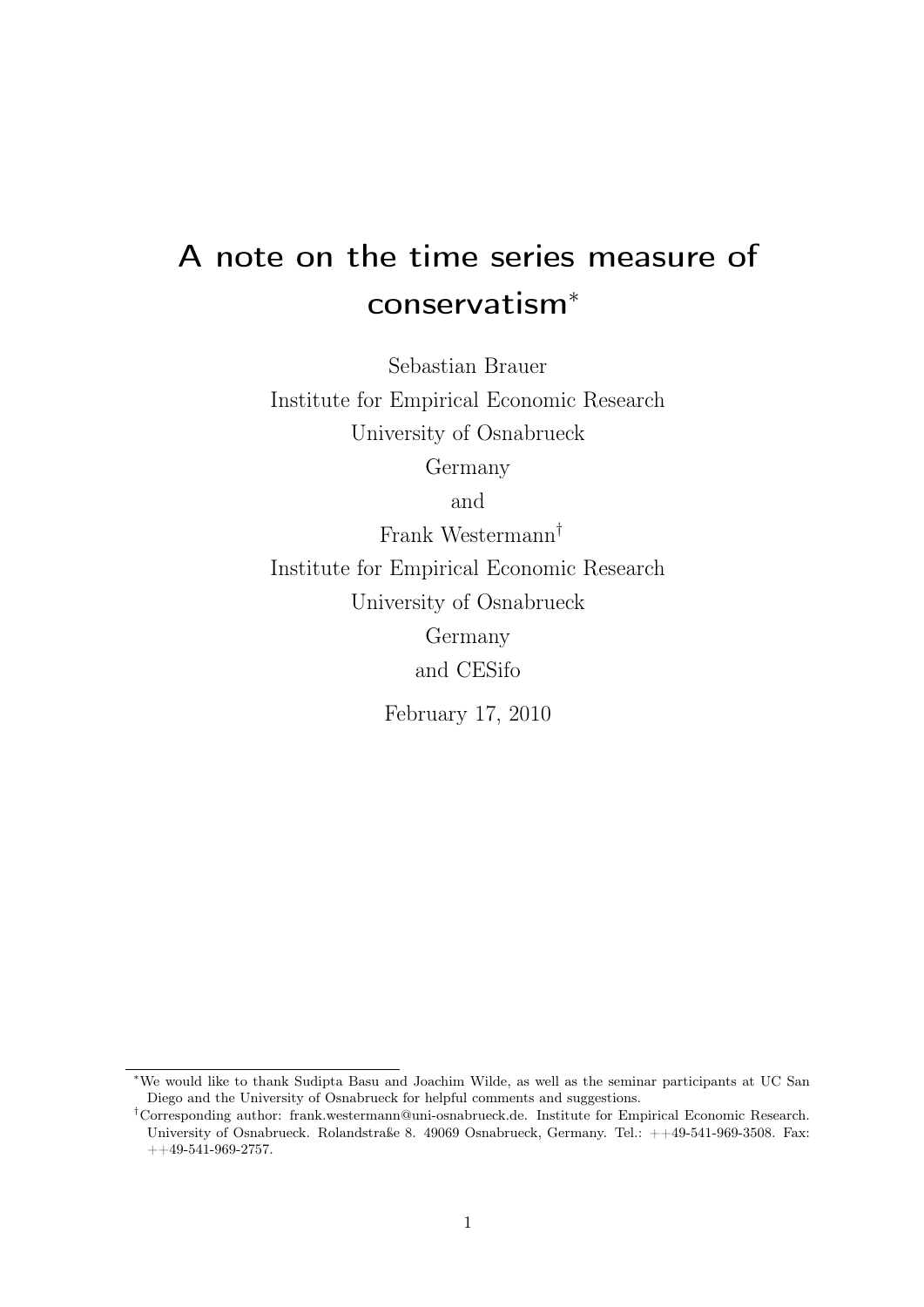# A note on the time series measure of conservatism*

Sebastian Brauer
Institute for Empirical Economic Research
University of Osnabrueck
Germany

and

Frank Westermann†
Institute for Empirical Economic Research
University of Osnabrueck
Germany
and CESifo

February 17, 2010

---

*We would like to thank Sudipta Basu and Joachim Wilde, as well as the seminar participants at UC San Diego and the University of Osnabrueck for helpful comments and suggestions.

†Corresponding author: frank.westermann@uni-osnabrueck.de. Institute for Empirical Economic Research. University of Osnabrueck. Rolandstraße 8. 49069 Osnabrueck, Germany. Tel.: ++49-541-969-3508. Fax: ++49-541-969-2757.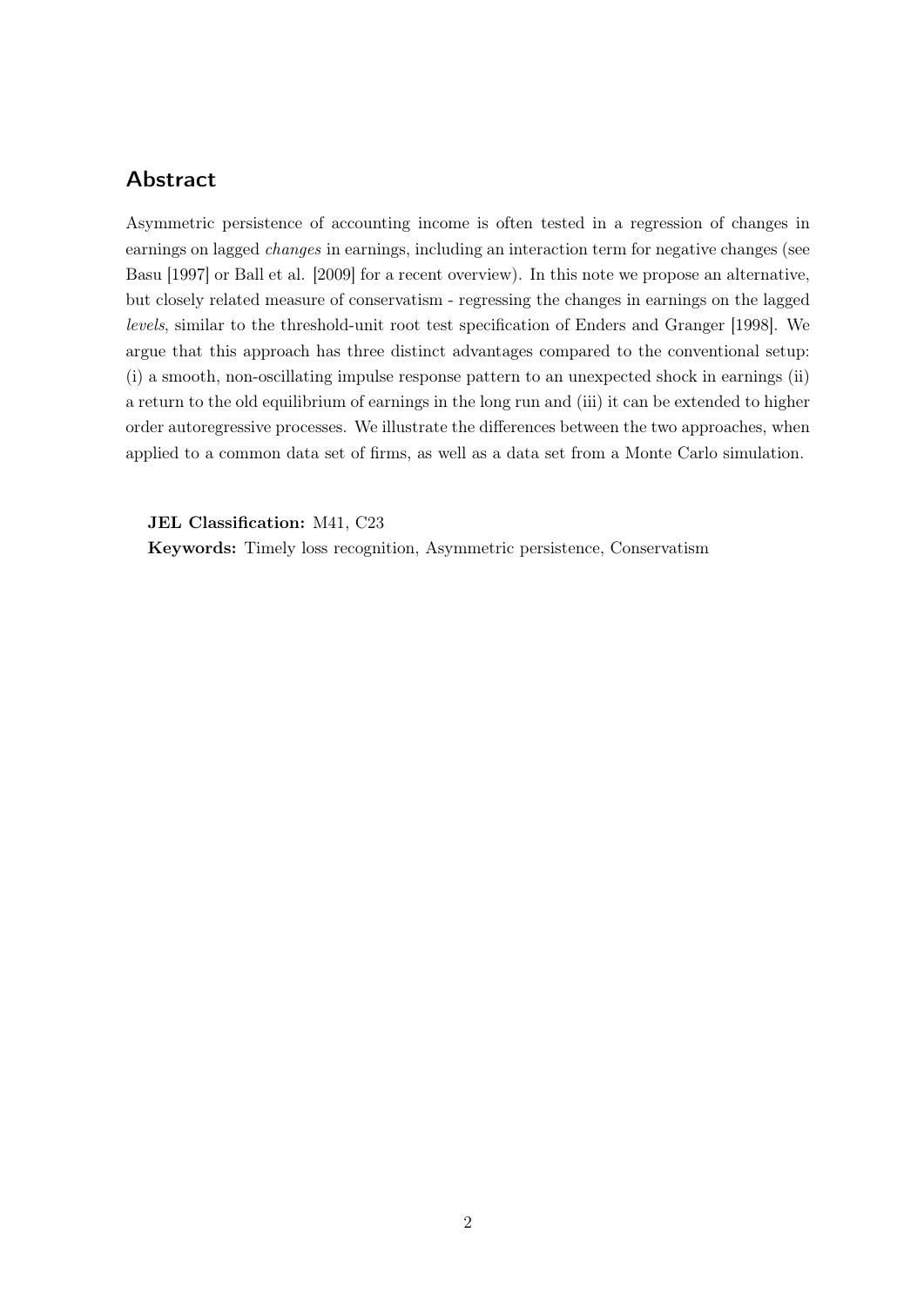## Abstract

Asymmetric persistence of accounting income is often tested in a regression of changes in earnings on lagged *changes* in earnings, including an interaction term for negative changes (see Basu [1997] or Ball et al. [2009] for a recent overview). In this note we propose an alternative, but closely related measure of conservatism - regressing the changes in earnings on the lagged *levels*, similar to the threshold-unit root test specification of Enders and Granger [1998]. We argue that this approach has three distinct advantages compared to the conventional setup: (i) a smooth, non-oscillating impulse response pattern to an unexpected shock in earnings (ii) a return to the old equilibrium of earnings in the long run and (iii) it can be extended to higher order autoregressive processes. We illustrate the differences between the two approaches, when applied to a common data set of firms, as well as a data set from a Monte Carlo simulation.

**JEL Classification:** M41, C23

**Keywords:** Timely loss recognition, Asymmetric persistence, Conservatism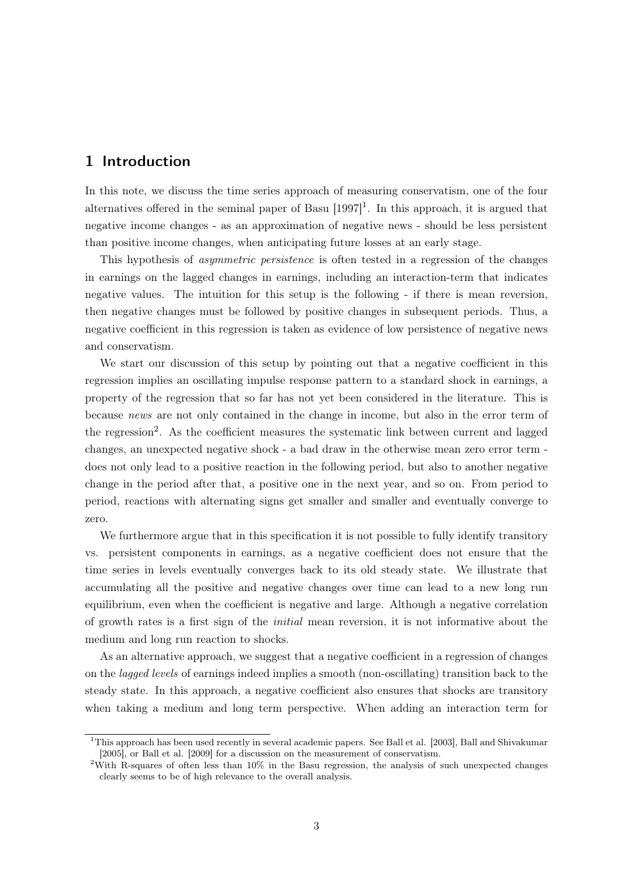# 1 Introduction

In this note, we discuss the time series approach of measuring conservatism, one of the four alternatives offered in the seminal paper of Basu [1997][1]. In this approach, it is argued that negative income changes - as an approximation of negative news - should be less persistent than positive income changes, when anticipating future losses at an early stage.

This hypothesis of *asymmetric persistence* is often tested in a regression of the changes in earnings on the lagged changes in earnings, including an interaction-term that indicates negative values. The intuition for this setup is the following - if there is mean reversion, then negative changes must be followed by positive changes in subsequent periods. Thus, a negative coefficient in this regression is taken as evidence of low persistence of negative news and conservatism.

We start our discussion of this setup by pointing out that a negative coefficient in this regression implies an oscillating impulse response pattern to a standard shock in earnings, a property of the regression that so far has not yet been considered in the literature. This is because *news* are not only contained in the change in income, but also in the error term of the regression[2]. As the coefficient measures the systematic link between current and lagged changes, an unexpected negative shock - a bad draw in the otherwise mean zero error term - does not only lead to a positive reaction in the following period, but also to another negative change in the period after that, a positive one in the next year, and so on. From period to period, reactions with alternating signs get smaller and smaller and eventually converge to zero.

We furthermore argue that in this specification it is not possible to fully identify transitory vs. persistent components in earnings, as a negative coefficient does not ensure that the time series in levels eventually converges back to its old steady state. We illustrate that accumulating all the positive and negative changes over time can lead to a new long run equilibrium, even when the coefficient is negative and large. Although a negative correlation of growth rates is a first sign of the *initial* mean reversion, it is not informative about the medium and long run reaction to shocks.

As an alternative approach, we suggest that a negative coefficient in a regression of changes on the *lagged levels* of earnings indeed implies a smooth (non-oscillating) transition back to the steady state. In this approach, a negative coefficient also ensures that shocks are transitory when taking a medium and long term perspective. When adding an interaction term for

[1] This approach has been used recently in several academic papers. See Ball et al. [2003], Ball and Shivakumar [2005], or Ball et al. [2009] for a discussion on the measurement of conservatism.

[2] With R-squares of often less than 10% in the Basu regression, the analysis of such unexpected changes clearly seems to be of high relevance to the overall analysis.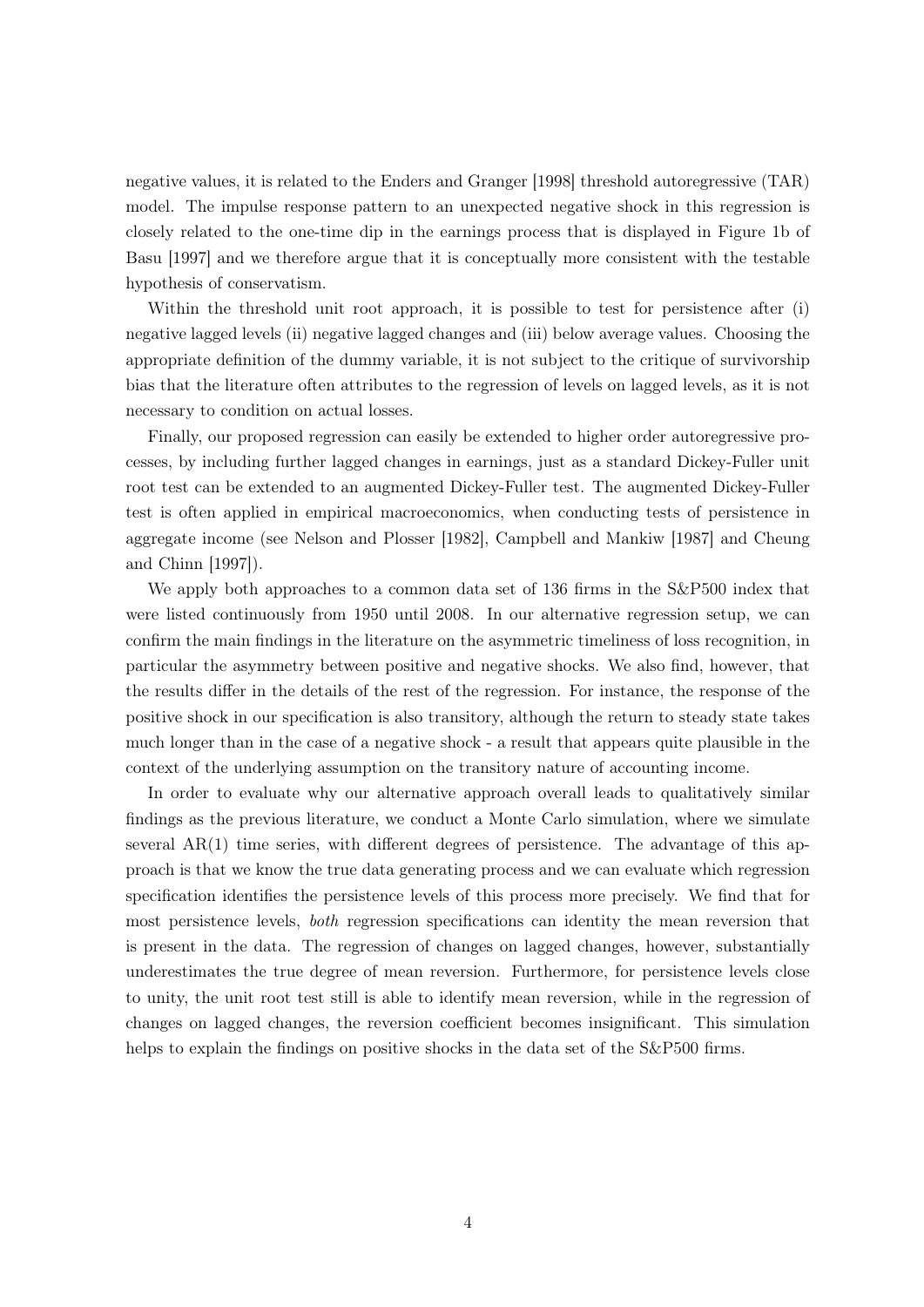negative values, it is related to the Enders and Granger [1998] threshold autoregressive (TAR) model. The impulse response pattern to an unexpected negative shock in this regression is closely related to the one-time dip in the earnings process that is displayed in Figure 1b of Basu [1997] and we therefore argue that it is conceptually more consistent with the testable hypothesis of conservatism.

Within the threshold unit root approach, it is possible to test for persistence after (i) negative lagged levels (ii) negative lagged changes and (iii) below average values. Choosing the appropriate definition of the dummy variable, it is not subject to the critique of survivorship bias that the literature often attributes to the regression of levels on lagged levels, as it is not necessary to condition on actual losses.

Finally, our proposed regression can easily be extended to higher order autoregressive processes, by including further lagged changes in earnings, just as a standard Dickey-Fuller unit root test can be extended to an augmented Dickey-Fuller test. The augmented Dickey-Fuller test is often applied in empirical macroeconomics, when conducting tests of persistence in aggregate income (see Nelson and Plosser [1982], Campbell and Mankiw [1987] and Cheung and Chinn [1997]).

We apply both approaches to a common data set of 136 firms in the S&P500 index that were listed continuously from 1950 until 2008. In our alternative regression setup, we can confirm the main findings in the literature on the asymmetric timeliness of loss recognition, in particular the asymmetry between positive and negative shocks. We also find, however, that the results differ in the details of the rest of the regression. For instance, the response of the positive shock in our specification is also transitory, although the return to steady state takes much longer than in the case of a negative shock - a result that appears quite plausible in the context of the underlying assumption on the transitory nature of accounting income.

In order to evaluate why our alternative approach overall leads to qualitatively similar findings as the previous literature, we conduct a Monte Carlo simulation, where we simulate several AR(1) time series, with different degrees of persistence. The advantage of this approach is that we know the true data generating process and we can evaluate which regression specification identifies the persistence levels of this process more precisely. We find that for most persistence levels, *both* regression specifications can identity the mean reversion that is present in the data. The regression of changes on lagged changes, however, substantially underestimates the true degree of mean reversion. Furthermore, for persistence levels close to unity, the unit root test still is able to identify mean reversion, while in the regression of changes on lagged changes, the reversion coefficient becomes insignificant. This simulation helps to explain the findings on positive shocks in the data set of the S&P500 firms.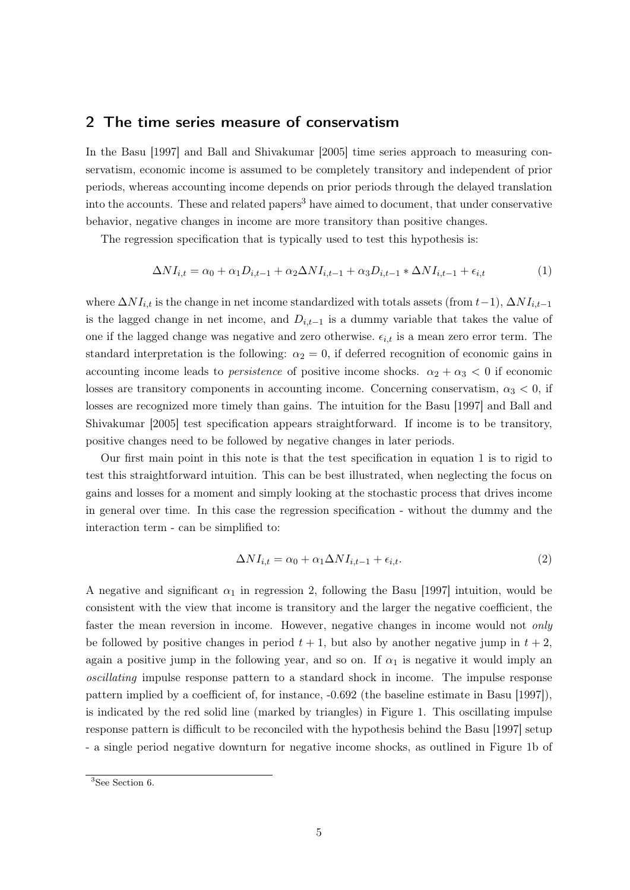## 2 The time series measure of conservatism

In the Basu [1997] and Ball and Shivakumar [2005] time series approach to measuring conservatism, economic income is assumed to be completely transitory and independent of prior periods, whereas accounting income depends on prior periods through the delayed translation into the accounts. These and related papers[3] have aimed to document, that under conservative behavior, negative changes in income are more transitory than positive changes.

The regression specification that is typically used to test this hypothesis is:

$$\Delta NI_{i,t} = \alpha_0 + \alpha_1 D_{i,t-1} + \alpha_2 \Delta NI_{i,t-1} + \alpha_3 D_{i,t-1} * \Delta NI_{i,t-1} + \epsilon_{i,t} \tag{1}$$

where $\Delta NI_{i,t}$ is the change in net income standardized with totals assets (from $t-1$), $\Delta NI_{i,t-1}$ is the lagged change in net income, and $D_{i,t-1}$ is a dummy variable that takes the value of one if the lagged change was negative and zero otherwise. $\epsilon_{i,t}$ is a mean zero error term. The standard interpretation is the following: $\alpha_2 = 0$, if deferred recognition of economic gains in accounting income leads to *persistence* of positive income shocks. $\alpha_2 + \alpha_3 < 0$ if economic losses are transitory components in accounting income. Concerning conservatism, $\alpha_3 < 0$, if losses are recognized more timely than gains. The intuition for the Basu [1997] and Ball and Shivakumar [2005] test specification appears straightforward. If income is to be transitory, positive changes need to be followed by negative changes in later periods.

Our first main point in this note is that the test specification in equation 1 is to rigid to test this straightforward intuition. This can be best illustrated, when neglecting the focus on gains and losses for a moment and simply looking at the stochastic process that drives income in general over time. In this case the regression specification - without the dummy and the interaction term - can be simplified to:

$$\Delta NI_{i,t} = \alpha_0 + \alpha_1 \Delta NI_{i,t-1} + \epsilon_{i,t}. \tag{2}$$

A negative and significant $\alpha_1$ in regression 2, following the Basu [1997] intuition, would be consistent with the view that income is transitory and the larger the negative coefficient, the faster the mean reversion in income. However, negative changes in income would not *only* be followed by positive changes in period $t + 1$, but also by another negative jump in $t + 2$, again a positive jump in the following year, and so on. If $\alpha_1$ is negative it would imply an *oscillating* impulse response pattern to a standard shock in income. The impulse response pattern implied by a coefficient of, for instance, -0.692 (the baseline estimate in Basu [1997]), is indicated by the red solid line (marked by triangles) in Figure 1. This oscillating impulse response pattern is difficult to be reconciled with the hypothesis behind the Basu [1997] setup - a single period negative downturn for negative income shocks, as outlined in Figure 1b of

[3] See Section 6.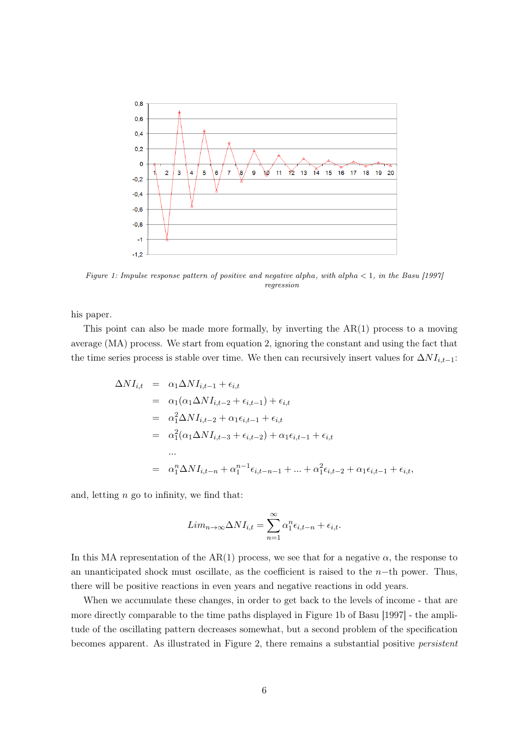*Figure 1: Impulse response pattern of positive and negative alpha, with alpha < 1, in the Basu [1997] regression*

his paper.

This point can also be made more formally, by inverting the AR(1) process to a moving average (MA) process. We start from equation 2, ignoring the constant and using the fact that the time series process is stable over time. We then can recursively insert values for $\Delta NI_{i,t-1}$:

$$
\begin{aligned}
\Delta NI_{i,t} &= \alpha_1 \Delta NI_{i,t-1} + \epsilon_{i,t} \\
&= \alpha_1(\alpha_1 \Delta NI_{i,t-2} + \epsilon_{i,t-1}) + \epsilon_{i,t} \\
&= \alpha_1^2 \Delta NI_{i,t-2} + \alpha_1 \epsilon_{i,t-1} + \epsilon_{i,t} \\
&= \alpha_1^2(\alpha_1 \Delta NI_{i,t-3} + \epsilon_{i,t-2}) + \alpha_1 \epsilon_{i,t-1} + \epsilon_{i,t} \\
&\dots \\
&= \alpha_1^n \Delta NI_{i,t-n} + \alpha_1^{n-1} \epsilon_{i,t-n-1} + \dots + \alpha_1^2 \epsilon_{i,t-2} + \alpha_1 \epsilon_{i,t-1} + \epsilon_{i,t},
\end{aligned}
$$

and, letting $n$ go to infinity, we find that:

$$
Lim_{n \to \infty} \Delta NI_{i,t} = \sum_{n=1}^{\infty} \alpha_1^n \epsilon_{i,t-n} + \epsilon_{i,t}.
$$

In this MA representation of the AR(1) process, we see that for a negative $\alpha$, the response to an unanticipated shock must oscillate, as the coefficient is raised to the $n-$th power. Thus, there will be positive reactions in even years and negative reactions in odd years.

When we accumulate these changes, in order to get back to the levels of income - that are more directly comparable to the time paths displayed in Figure 1b of Basu [1997] - the amplitude of the oscillating pattern decreases somewhat, but a second problem of the specification becomes apparent. As illustrated in Figure 2, there remains a substantial positive *persistent*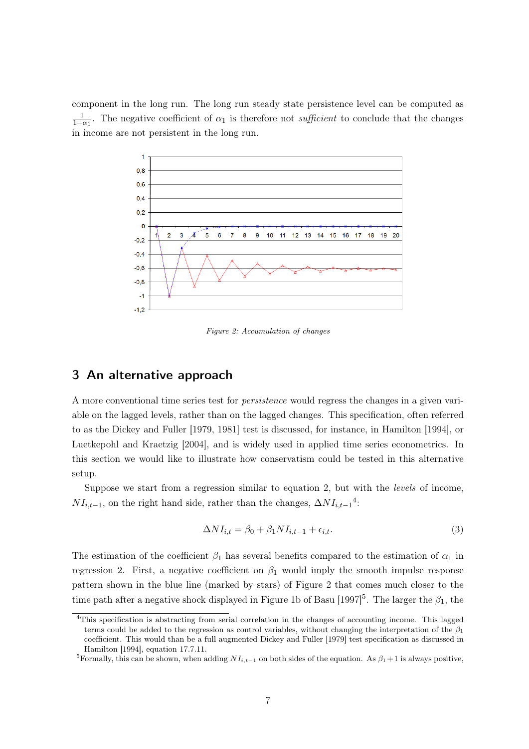component in the long run. The long run steady state persistence level can be computed as $\frac{1}{1-\alpha_1}$. The negative coefficient of $\alpha_1$ is therefore not *sufficient* to conclude that the changes in income are not persistent in the long run.

*Figure 2: Accumulation of changes*

## 3 An alternative approach

A more conventional time series test for *persistence* would regress the changes in a given variable on the lagged levels, rather than on the lagged changes. This specification, often referred to as the Dickey and Fuller [1979, 1981] test is discussed, for instance, in Hamilton [1994], or Luetkepohl and Kraetzig [2004], and is widely used in applied time series econometrics. In this section we would like to illustrate how conservatism could be tested in this alternative setup.

Suppose we start from a regression similar to equation 2, but with the *levels* of income, $NI_{i,t-1}$, on the right hand side, rather than the changes, $\Delta NI_{i,t-1}$[4]:

$$\Delta NI_{i,t} = \beta_0 + \beta_1 NI_{i,t-1} + \epsilon_{i,t}. \tag{3}$$

The estimation of the coefficient $\beta_1$ has several benefits compared to the estimation of $\alpha_1$ in regression 2. First, a negative coefficient on $\beta_1$ would imply the smooth impulse response pattern shown in the blue line (marked by stars) of Figure 2 that comes much closer to the time path after a negative shock displayed in Figure 1b of Basu [1997][5]. The larger the $\beta_1$, the

[4] This specification is abstracting from serial correlation in the changes of accounting income. This lagged terms could be added to the regression as control variables, without changing the interpretation of the $\beta_1$ coefficient. This would than be a full augmented Dickey and Fuller [1979] test specification as discussed in Hamilton [1994], equation 17.7.11.

[5] Formally, this can be shown, when adding $NI_{i,t-1}$ on both sides of the equation. As $\beta_1+1$ is always positive,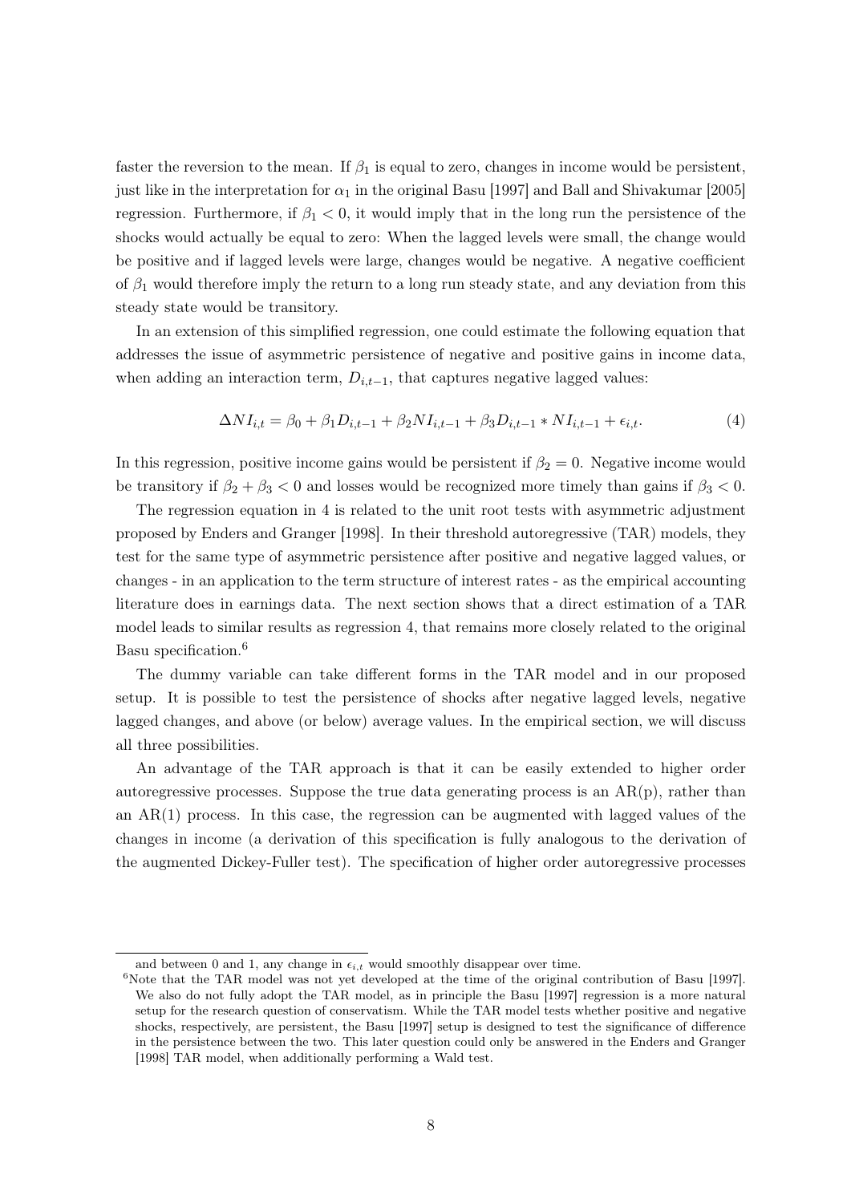faster the reversion to the mean. If $\beta_1$ is equal to zero, changes in income would be persistent, just like in the interpretation for $\alpha_1$ in the original Basu [1997] and Ball and Shivakumar [2005] regression. Furthermore, if $\beta_1 < 0$, it would imply that in the long run the persistence of the shocks would actually be equal to zero: When the lagged levels were small, the change would be positive and if lagged levels were large, changes would be negative. A negative coefficient of $\beta_1$ would therefore imply the return to a long run steady state, and any deviation from this steady state would be transitory.

In an extension of this simplified regression, one could estimate the following equation that addresses the issue of asymmetric persistence of negative and positive gains in income data, when adding an interaction term, $D_{i,t-1}$, that captures negative lagged values:

$$\Delta NI_{i,t} = \beta_0 + \beta_1 D_{i,t-1} + \beta_2 NI_{i,t-1} + \beta_3 D_{i,t-1} * NI_{i,t-1} + \epsilon_{i,t}. \tag{4}$$

In this regression, positive income gains would be persistent if $\beta_2 = 0$. Negative income would be transitory if $\beta_2 + \beta_3 < 0$ and losses would be recognized more timely than gains if $\beta_3 < 0$.

The regression equation in 4 is related to the unit root tests with asymmetric adjustment proposed by Enders and Granger [1998]. In their threshold autoregressive (TAR) models, they test for the same type of asymmetric persistence after positive and negative lagged values, or changes - in an application to the term structure of interest rates - as the empirical accounting literature does in earnings data. The next section shows that a direct estimation of a TAR model leads to similar results as regression 4, that remains more closely related to the original Basu specification.[6]

The dummy variable can take different forms in the TAR model and in our proposed setup. It is possible to test the persistence of shocks after negative lagged levels, negative lagged changes, and above (or below) average values. In the empirical section, we will discuss all three possibilities.

An advantage of the TAR approach is that it can be easily extended to higher order autoregressive processes. Suppose the true data generating process is an AR(p), rather than an AR(1) process. In this case, the regression can be augmented with lagged values of the changes in income (a derivation of this specification is fully analogous to the derivation of the augmented Dickey-Fuller test). The specification of higher order autoregressive processes

---

and between 0 and 1, any change in $\epsilon_{i,t}$ would smoothly disappear over time.

[6] Note that the TAR model was not yet developed at the time of the original contribution of Basu [1997]. We also do not fully adopt the TAR model, as in principle the Basu [1997] regression is a more natural setup for the research question of conservatism. While the TAR model tests whether positive and negative shocks, respectively, are persistent, the Basu [1997] setup is designed to test the significance of difference in the persistence between the two. This later question could only be answered in the Enders and Granger [1998] TAR model, when additionally performing a Wald test.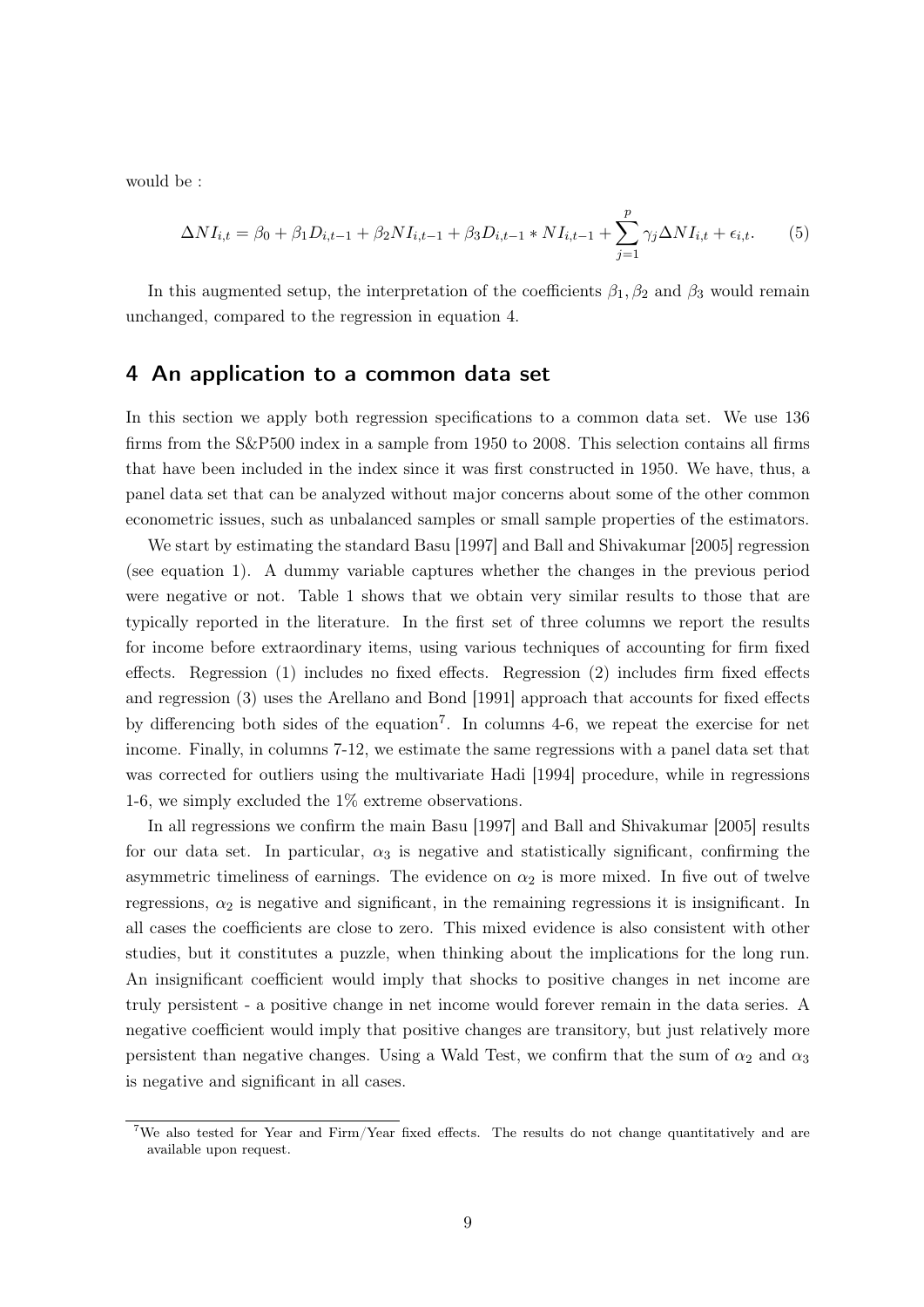would be :

$$\Delta NI_{i,t} = \beta_0 + \beta_1 D_{i,t-1} + \beta_2 NI_{i,t-1} + \beta_3 D_{i,t-1} * NI_{i,t-1} + \sum_{j=1}^{p} \gamma_j \Delta NI_{i,t} + \epsilon_{i,t}. \tag{5}$$

In this augmented setup, the interpretation of the coefficients $\beta_1, \beta_2$ and $\beta_3$ would remain unchanged, compared to the regression in equation 4.

## 4 An application to a common data set

In this section we apply both regression specifications to a common data set. We use 136 firms from the S&P500 index in a sample from 1950 to 2008. This selection contains all firms that have been included in the index since it was first constructed in 1950. We have, thus, a panel data set that can be analyzed without major concerns about some of the other common econometric issues, such as unbalanced samples or small sample properties of the estimators.

We start by estimating the standard Basu [1997] and Ball and Shivakumar [2005] regression (see equation 1). A dummy variable captures whether the changes in the previous period were negative or not. Table 1 shows that we obtain very similar results to those that are typically reported in the literature. In the first set of three columns we report the results for income before extraordinary items, using various techniques of accounting for firm fixed effects. Regression (1) includes no fixed effects. Regression (2) includes firm fixed effects and regression (3) uses the Arellano and Bond [1991] approach that accounts for fixed effects by differencing both sides of the equation[7]. In columns 4-6, we repeat the exercise for net income. Finally, in columns 7-12, we estimate the same regressions with a panel data set that was corrected for outliers using the multivariate Hadi [1994] procedure, while in regressions 1-6, we simply excluded the 1% extreme observations.

In all regressions we confirm the main Basu [1997] and Ball and Shivakumar [2005] results for our data set. In particular, $\alpha_3$ is negative and statistically significant, confirming the asymmetric timeliness of earnings. The evidence on $\alpha_2$ is more mixed. In five out of twelve regressions, $\alpha_2$ is negative and significant, in the remaining regressions it is insignificant. In all cases the coefficients are close to zero. This mixed evidence is also consistent with other studies, but it constitutes a puzzle, when thinking about the implications for the long run. An insignificant coefficient would imply that shocks to positive changes in net income are truly persistent - a positive change in net income would forever remain in the data series. A negative coefficient would imply that positive changes are transitory, but just relatively more persistent than negative changes. Using a Wald Test, we confirm that the sum of $\alpha_2$ and $\alpha_3$ is negative and significant in all cases.

[7] We also tested for Year and Firm/Year fixed effects. The results do not change quantitatively and are available upon request.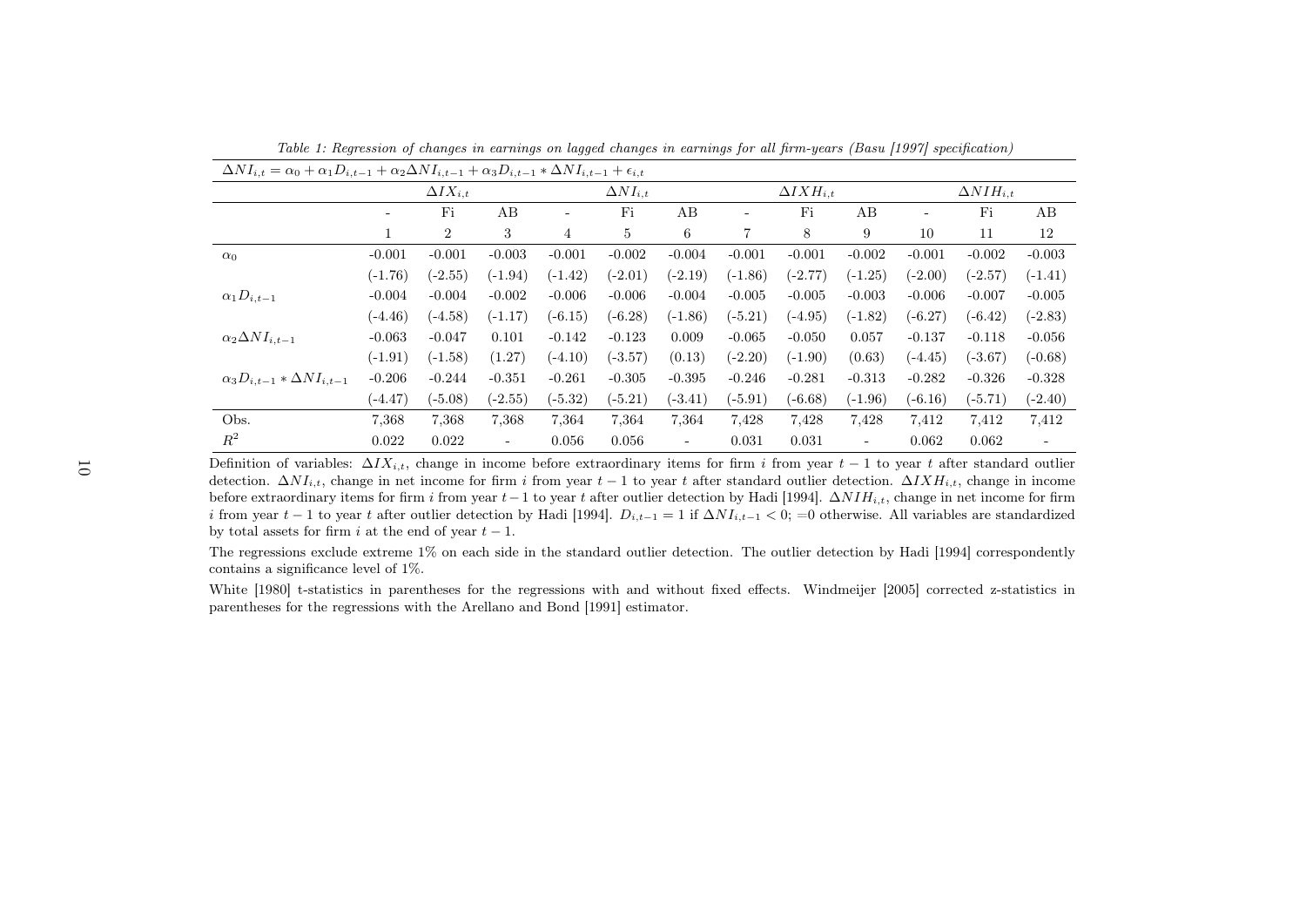*Table 1: Regression of changes in earnings on lagged changes in earnings for all firm-years (Basu [1997] specification)*

$\Delta NI_{i,t} = \alpha_0 + \alpha_1 D_{i,t-1} + \alpha_2 \Delta NI_{i,t-1} + \alpha_3 D_{i,t-1} * \Delta NI_{i,t-1} + \epsilon_{i,t}$

| | $\Delta IX_{i,t}$ | | | $\Delta NI_{i,t}$ | | | $\Delta IXH_{i,t}$ | | | $\Delta NIH_{i,t}$ | | |
|---|---|---|---|---|---|---|---|---|---|---|---|---|
| | - | Fi | AB | - | Fi | AB | - | Fi | AB | - | Fi | AB |
| | 1 | 2 | 3 | 4 | 5 | 6 | 7 | 8 | 9 | 10 | 11 | 12 |
| $\alpha_0$ | -0.001 | -0.001 | -0.003 | -0.001 | -0.002 | -0.004 | -0.001 | -0.001 | -0.002 | -0.001 | -0.002 | -0.003 |
| | (-1.76) | (-2.55) | (-1.94) | (-1.42) | (-2.01) | (-2.19) | (-1.86) | (-2.77) | (-1.25) | (-2.00) | (-2.57) | (-1.41) |
| $\alpha_1 D_{i,t-1}$ | -0.004 | -0.004 | -0.002 | -0.006 | -0.006 | -0.004 | -0.005 | -0.005 | -0.003 | -0.006 | -0.007 | -0.005 |
| | (-4.46) | (-4.58) | (-1.17) | (-6.15) | (-6.28) | (-1.86) | (-5.21) | (-4.95) | (-1.82) | (-6.27) | (-6.42) | (-2.83) |
| $\alpha_2 \Delta NI_{i,t-1}$ | -0.063 | -0.047 | 0.101 | -0.142 | -0.123 | 0.009 | -0.065 | -0.050 | 0.057 | -0.137 | -0.118 | -0.056 |
| | (-1.91) | (-1.58) | (1.27) | (-4.10) | (-3.57) | (0.13) | (-2.20) | (-1.90) | (0.63) | (-4.45) | (-3.67) | (-0.68) |
| $\alpha_3 D_{i,t-1} * \Delta NI_{i,t-1}$ | -0.206 | -0.244 | -0.351 | -0.261 | -0.305 | -0.395 | -0.246 | -0.281 | -0.313 | -0.282 | -0.326 | -0.328 |
| | (-4.47) | (-5.08) | (-2.55) | (-5.32) | (-5.21) | (-3.41) | (-5.91) | (-6.68) | (-1.96) | (-6.16) | (-5.71) | (-2.40) |
| Obs. | 7,368 | 7,368 | 7,368 | 7,364 | 7,364 | 7,364 | 7,428 | 7,428 | 7,428 | 7,412 | 7,412 | 7,412 |
| $R^2$ | 0.022 | 0.022 | - | 0.056 | 0.056 | - | 0.031 | 0.031 | - | 0.062 | 0.062 | - |

Definition of variables: $\Delta IX_{i,t}$, change in income before extraordinary items for firm $i$ from year $t-1$ to year $t$ after standard outlier detection. $\Delta NI_{i,t}$, change in net income for firm $i$ from year $t-1$ to year $t$ after standard outlier detection. $\Delta IXH_{i,t}$, change in income before extraordinary items for firm $i$ from year $t-1$ to year $t$ after outlier detection by Hadi [1994]. $\Delta NIH_{i,t}$, change in net income for firm $i$ from year $t-1$ to year $t$ after outlier detection by Hadi [1994]. $D_{i,t-1} = 1$ if $\Delta NI_{i,t-1} < 0$; $=0$ otherwise. All variables are standardized by total assets for firm $i$ at the end of year $t-1$.

The regressions exclude extreme 1% on each side in the standard outlier detection. The outlier detection by Hadi [1994] correspondently contains a significance level of 1%.

White [1980] t-statistics in parentheses for the regressions with and without fixed effects. Windmeijer [2005] corrected z-statistics in parentheses for the regressions with the Arellano and Bond [1991] estimator.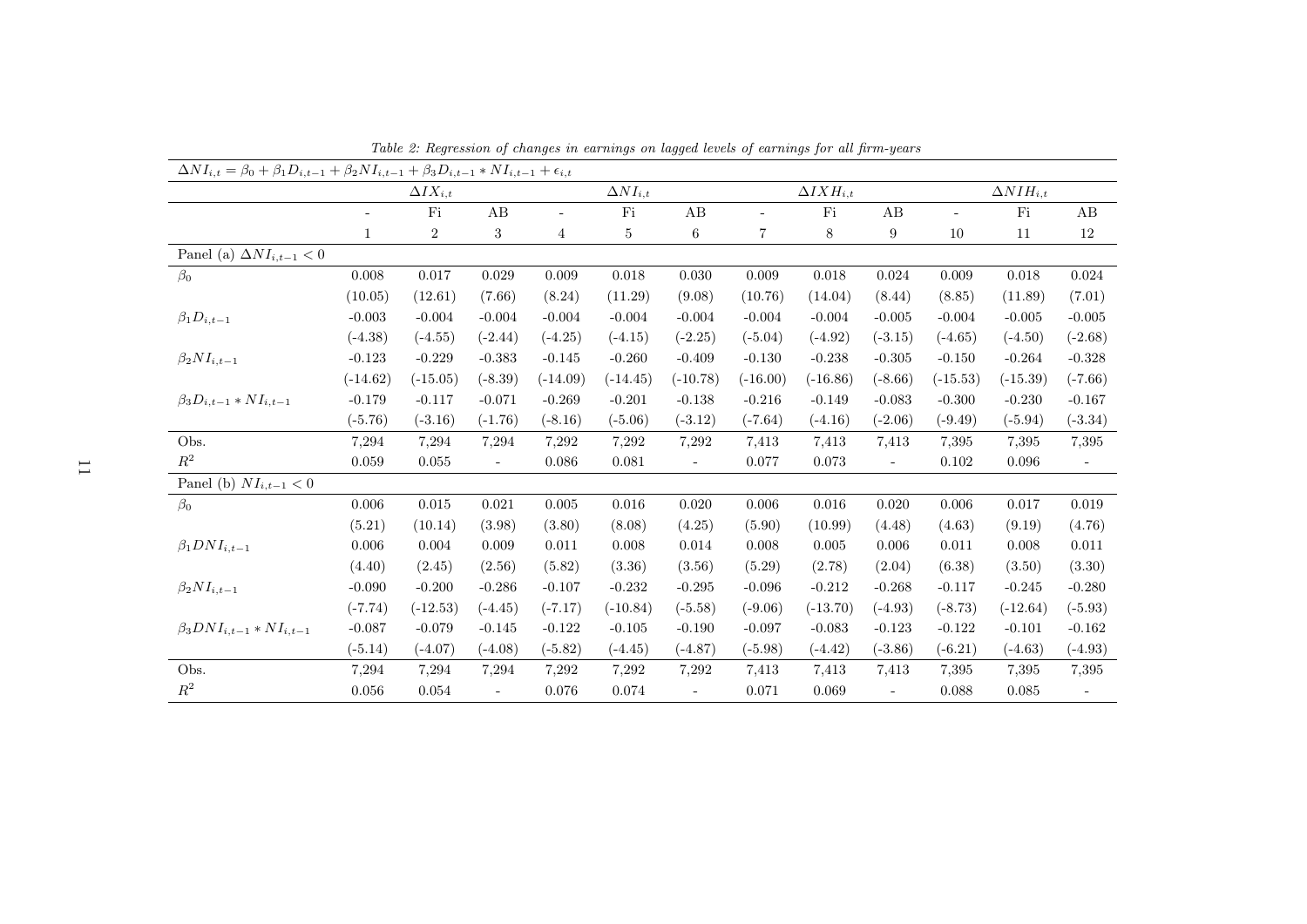*Table 2: Regression of changes in earnings on lagged levels of earnings for all firm-years*

| $\Delta NI_{i,t} = \beta_0 + \beta_1 D_{i,t-1} + \beta_2 NI_{i,t-1} + \beta_3 D_{i,t-1} * NI_{i,t-1} + \epsilon_{i,t}$ | | | | | | | | | | | | |
|---|---|---|---|---|---|---|---|---|---|---|---|---|
| | $\Delta IX_{i,t}$ | | | $\Delta NI_{i,t}$ | | | $\Delta IXH_{i,t}$ | | | $\Delta NIH_{i,t}$ | | |
| | - | Fi | AB | - | Fi | AB | - | Fi | AB | - | Fi | AB |
| | 1 | 2 | 3 | 4 | 5 | 6 | 7 | 8 | 9 | 10 | 11 | 12 |
| Panel (a) $\Delta NI_{i,t-1} < 0$ | | | | | | | | | | | | |
| $\beta_0$ | 0.008 | 0.017 | 0.029 | 0.009 | 0.018 | 0.030 | 0.009 | 0.018 | 0.024 | 0.009 | 0.018 | 0.024 |
| | (10.05) | (12.61) | (7.66) | (8.24) | (11.29) | (9.08) | (10.76) | (14.04) | (8.44) | (8.85) | (11.89) | (7.01) |
| $\beta_1 D_{i,t-1}$ | -0.003 | -0.004 | -0.004 | -0.004 | -0.004 | -0.004 | -0.004 | -0.004 | -0.005 | -0.004 | -0.005 | -0.005 |
| | (-4.38) | (-4.55) | (-2.44) | (-4.25) | (-4.15) | (-2.25) | (-5.04) | (-4.92) | (-3.15) | (-4.65) | (-4.50) | (-2.68) |
| $\beta_2 NI_{i,t-1}$ | -0.123 | -0.229 | -0.383 | -0.145 | -0.260 | -0.409 | -0.130 | -0.238 | -0.305 | -0.150 | -0.264 | -0.328 |
| | (-14.62) | (-15.05) | (-8.39) | (-14.09) | (-14.45) | (-10.78) | (-16.00) | (-16.86) | (-8.66) | (-15.53) | (-15.39) | (-7.66) |
| $\beta_3 D_{i,t-1} * NI_{i,t-1}$ | -0.179 | -0.117 | -0.071 | -0.269 | -0.201 | -0.138 | -0.216 | -0.149 | -0.083 | -0.300 | -0.230 | -0.167 |
| | (-5.76) | (-3.16) | (-1.76) | (-8.16) | (-5.06) | (-3.12) | (-7.64) | (-4.16) | (-2.06) | (-9.49) | (-5.94) | (-3.34) |
| Obs. | 7,294 | 7,294 | 7,294 | 7,292 | 7,292 | 7,292 | 7,413 | 7,413 | 7,413 | 7,395 | 7,395 | 7,395 |
| $R^2$ | 0.059 | 0.055 | - | 0.086 | 0.081 | - | 0.077 | 0.073 | - | 0.102 | 0.096 | - |
| Panel (b) $NI_{i,t-1} < 0$ | | | | | | | | | | | | |
| $\beta_0$ | 0.006 | 0.015 | 0.021 | 0.005 | 0.016 | 0.020 | 0.006 | 0.016 | 0.020 | 0.006 | 0.017 | 0.019 |
| | (5.21) | (10.14) | (3.98) | (3.80) | (8.08) | (4.25) | (5.90) | (10.99) | (4.48) | (4.63) | (9.19) | (4.76) |
| $\beta_1 DNI_{i,t-1}$ | 0.006 | 0.004 | 0.009 | 0.011 | 0.008 | 0.014 | 0.008 | 0.005 | 0.006 | 0.011 | 0.008 | 0.011 |
| | (4.40) | (2.45) | (2.56) | (5.82) | (3.36) | (3.56) | (5.29) | (2.78) | (2.04) | (6.38) | (3.50) | (3.30) |
| $\beta_2 NI_{i,t-1}$ | -0.090 | -0.200 | -0.286 | -0.107 | -0.232 | -0.295 | -0.096 | -0.212 | -0.268 | -0.117 | -0.245 | -0.280 |
| | (-7.74) | (-12.53) | (-4.45) | (-7.17) | (-10.84) | (-5.58) | (-9.06) | (-13.70) | (-4.93) | (-8.73) | (-12.64) | (-5.93) |
| $\beta_3 DNI_{i,t-1} * NI_{i,t-1}$ | -0.087 | -0.079 | -0.145 | -0.122 | -0.105 | -0.190 | -0.097 | -0.083 | -0.123 | -0.122 | -0.101 | -0.162 |
| | (-5.14) | (-4.07) | (-4.08) | (-5.82) | (-4.45) | (-4.87) | (-5.98) | (-4.42) | (-3.86) | (-6.21) | (-4.63) | (-4.93) |
| Obs. | 7,294 | 7,294 | 7,294 | 7,292 | 7,292 | 7,292 | 7,413 | 7,413 | 7,413 | 7,395 | 7,395 | 7,395 |
| $R^2$ | 0.056 | 0.054 | - | 0.076 | 0.074 | - | 0.071 | 0.069 | - | 0.088 | 0.085 | - |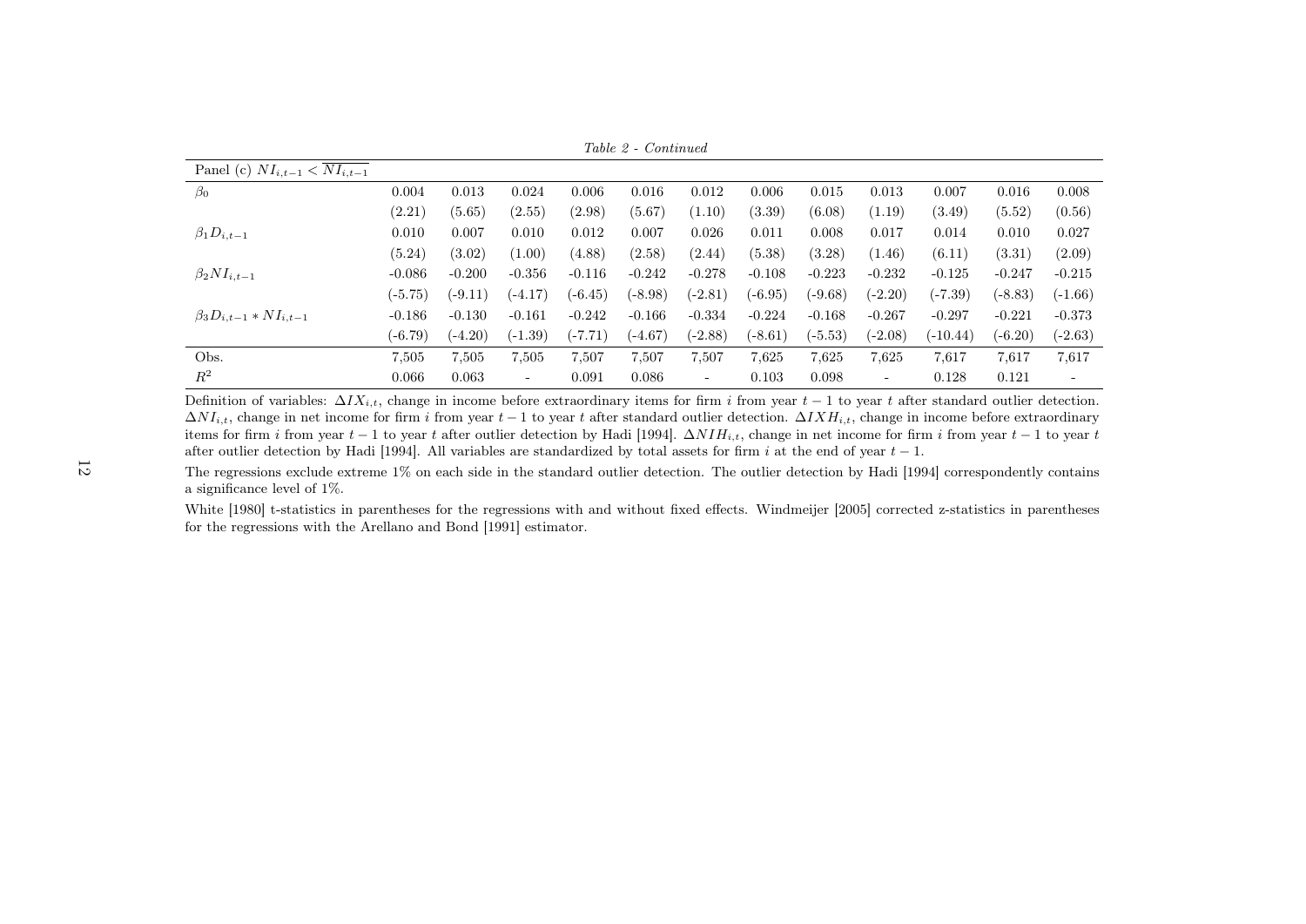*Table 2 - Continued*

| Panel (c) $NI_{i,t-1} < \overline{NI_{i,t-1}}$ | | | | | | | | | | | | |
|---|---|---|---|---|---|---|---|---|---|---|---|---|
| $\beta_0$ | 0.004 | 0.013 | 0.024 | 0.006 | 0.016 | 0.012 | 0.006 | 0.015 | 0.013 | 0.007 | 0.016 | 0.008 |
| | (2.21) | (5.65) | (2.55) | (2.98) | (5.67) | (1.10) | (3.39) | (6.08) | (1.19) | (3.49) | (5.52) | (0.56) |
| $\beta_1 D_{i,t-1}$ | 0.010 | 0.007 | 0.010 | 0.012 | 0.007 | 0.026 | 0.011 | 0.008 | 0.017 | 0.014 | 0.010 | 0.027 |
| | (5.24) | (3.02) | (1.00) | (4.88) | (2.58) | (2.44) | (5.38) | (3.28) | (1.46) | (6.11) | (3.31) | (2.09) |
| $\beta_2 NI_{i,t-1}$ | -0.086 | -0.200 | -0.356 | -0.116 | -0.242 | -0.278 | -0.108 | -0.223 | -0.232 | -0.125 | -0.247 | -0.215 |
| | (-5.75) | (-9.11) | (-4.17) | (-6.45) | (-8.98) | (-2.81) | (-6.95) | (-9.68) | (-2.20) | (-7.39) | (-8.83) | (-1.66) |
| $\beta_3 D_{i,t-1} * NI_{i,t-1}$ | -0.186 | -0.130 | -0.161 | -0.242 | -0.166 | -0.334 | -0.224 | -0.168 | -0.267 | -0.297 | -0.221 | -0.373 |
| | (-6.79) | (-4.20) | (-1.39) | (-7.71) | (-4.67) | (-2.88) | (-8.61) | (-5.53) | (-2.08) | (-10.44) | (-6.20) | (-2.63) |
| Obs. | 7,505 | 7,505 | 7,505 | 7,507 | 7,507 | 7,507 | 7,625 | 7,625 | 7,625 | 7,617 | 7,617 | 7,617 |
| $R^2$ | 0.066 | 0.063 | - | 0.091 | 0.086 | - | 0.103 | 0.098 | - | 0.128 | 0.121 | - |

Definition of variables: $\Delta IX_{i,t}$, change in income before extraordinary items for firm $i$ from year $t-1$ to year $t$ after standard outlier detection. $\Delta NI_{i,t}$, change in net income for firm $i$ from year $t-1$ to year $t$ after standard outlier detection. $\Delta IXH_{i,t}$, change in income before extraordinary items for firm $i$ from year $t-1$ to year $t$ after outlier detection by Hadi [1994]. $\Delta NIH_{i,t}$, change in net income for firm $i$ from year $t-1$ to year $t$ after outlier detection by Hadi [1994]. All variables are standardized by total assets for firm $i$ at the end of year $t-1$.

The regressions exclude extreme 1% on each side in the standard outlier detection. The outlier detection by Hadi [1994] correspondently contains a significance level of 1%.

White [1980] t-statistics in parentheses for the regressions with and without fixed effects. Windmeijer [2005] corrected z-statistics in parentheses for the regressions with the Arellano and Bond [1991] estimator.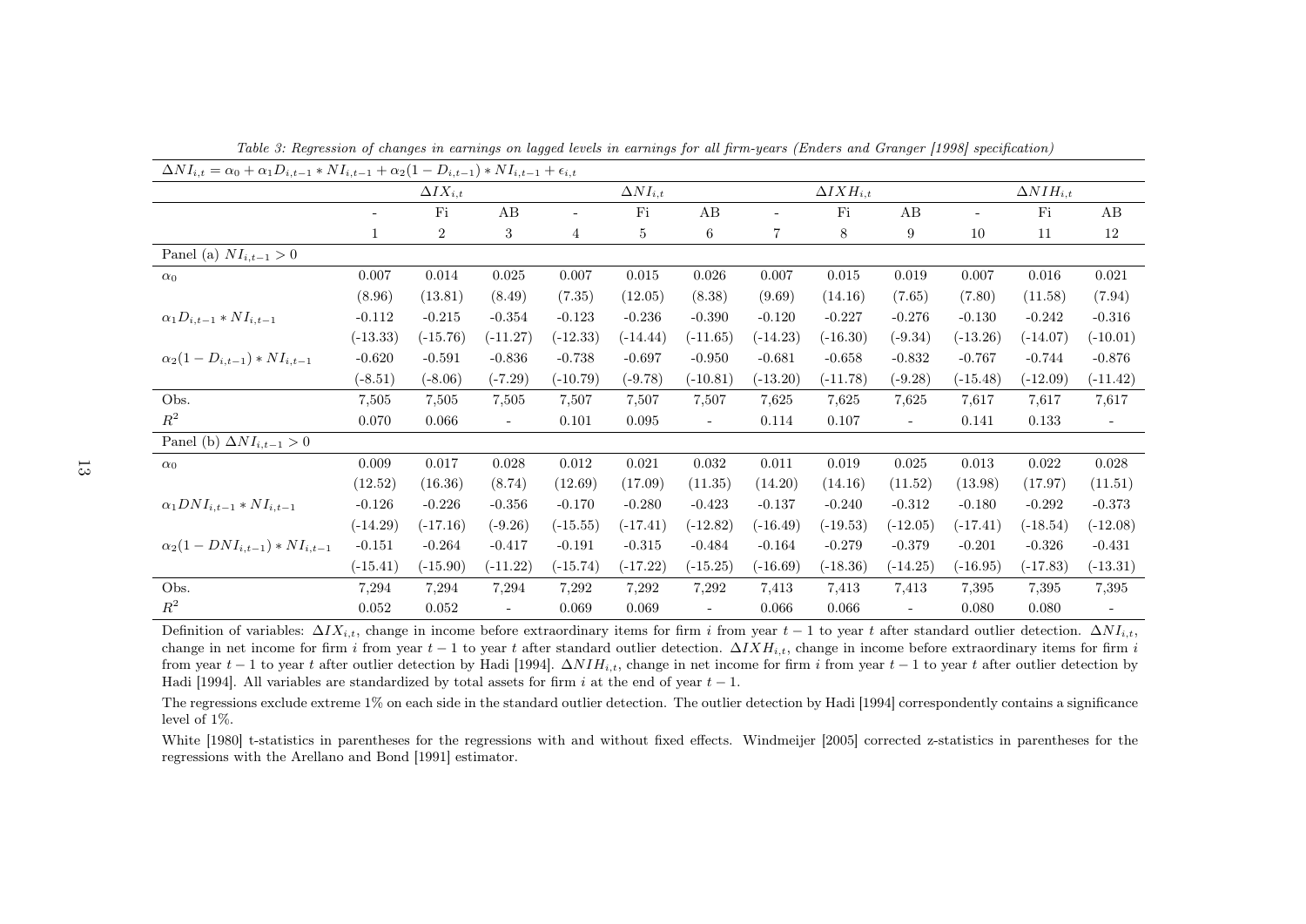*Table 3: Regression of changes in earnings on lagged levels in earnings for all firm-years (Enders and Granger [1998] specification)*

$\Delta NI_{i,t} = \alpha_0 + \alpha_1 D_{i,t-1} * NI_{i,t-1} + \alpha_2(1 - D_{i,t-1}) * NI_{i,t-1} + \epsilon_{i,t}$

| | $\Delta IX_{i,t}$ | | | $\Delta NI_{i,t}$ | | | $\Delta IXH_{i,t}$ | | | $\Delta NIH_{i,t}$ | | |
|---|---|---|---|---|---|---|---|---|---|---|---|---|
| | - | Fi | AB | - | Fi | AB | - | Fi | AB | - | Fi | AB |
| | 1 | 2 | 3 | 4 | 5 | 6 | 7 | 8 | 9 | 10 | 11 | 12 |
| Panel (a) $NI_{i,t-1} > 0$ | | | | | | | | | | | | |
| $\alpha_0$ | 0.007 | 0.014 | 0.025 | 0.007 | 0.015 | 0.026 | 0.007 | 0.015 | 0.019 | 0.007 | 0.016 | 0.021 |
| | (8.96) | (13.81) | (8.49) | (7.35) | (12.05) | (8.38) | (9.69) | (14.16) | (7.65) | (7.80) | (11.58) | (7.94) |
| $\alpha_1 D_{i,t-1} * NI_{i,t-1}$ | -0.112 | -0.215 | -0.354 | -0.123 | -0.236 | -0.390 | -0.120 | -0.227 | -0.276 | -0.130 | -0.242 | -0.316 |
| | (-13.33) | (-15.76) | (-11.27) | (-12.33) | (-14.44) | (-11.65) | (-14.23) | (-16.30) | (-9.34) | (-13.26) | (-14.07) | (-10.01) |
| $\alpha_2(1 - D_{i,t-1}) * NI_{i,t-1}$ | -0.620 | -0.591 | -0.836 | -0.738 | -0.697 | -0.950 | -0.681 | -0.658 | -0.832 | -0.767 | -0.744 | -0.876 |
| | (-8.51) | (-8.06) | (-7.29) | (-10.79) | (-9.78) | (-10.81) | (-13.20) | (-11.78) | (-9.28) | (-15.48) | (-12.09) | (-11.42) |
| Obs. | 7,505 | 7,505 | 7,505 | 7,507 | 7,507 | 7,507 | 7,625 | 7,625 | 7,625 | 7,617 | 7,617 | 7,617 |
| $R^2$ | 0.070 | 0.066 | - | 0.101 | 0.095 | - | 0.114 | 0.107 | - | 0.141 | 0.133 | - |
| Panel (b) $\Delta NI_{i,t-1} > 0$ | | | | | | | | | | | | |
| $\alpha_0$ | 0.009 | 0.017 | 0.028 | 0.012 | 0.021 | 0.032 | 0.011 | 0.019 | 0.025 | 0.013 | 0.022 | 0.028 |
| | (12.52) | (16.36) | (8.74) | (12.69) | (17.09) | (11.35) | (14.20) | (14.16) | (11.52) | (13.98) | (17.97) | (11.51) |
| $\alpha_1 DNI_{i,t-1} * NI_{i,t-1}$ | -0.126 | -0.226 | -0.356 | -0.170 | -0.280 | -0.423 | -0.137 | -0.240 | -0.312 | -0.180 | -0.292 | -0.373 |
| | (-14.29) | (-17.16) | (-9.26) | (-15.55) | (-17.41) | (-12.82) | (-16.49) | (-19.53) | (-12.05) | (-17.41) | (-18.54) | (-12.08) |
| $\alpha_2(1 - DNI_{i,t-1}) * NI_{i,t-1}$ | -0.151 | -0.264 | -0.417 | -0.191 | -0.315 | -0.484 | -0.164 | -0.279 | -0.379 | -0.201 | -0.326 | -0.431 |
| | (-15.41) | (-15.90) | (-11.22) | (-15.74) | (-17.22) | (-15.25) | (-16.69) | (-18.36) | (-14.25) | (-16.95) | (-17.83) | (-13.31) |
| Obs. | 7,294 | 7,294 | 7,294 | 7,292 | 7,292 | 7,292 | 7,413 | 7,413 | 7,413 | 7,395 | 7,395 | 7,395 |
| $R^2$ | 0.052 | 0.052 | - | 0.069 | 0.069 | - | 0.066 | 0.066 | - | 0.080 | 0.080 | - |

Definition of variables: $\Delta IX_{i,t}$, change in income before extraordinary items for firm $i$ from year $t-1$ to year $t$ after standard outlier detection. $\Delta NI_{i,t}$, change in net income for firm $i$ from year $t-1$ to year $t$ after standard outlier detection. $\Delta IXH_{i,t}$, change in income before extraordinary items for firm $i$ from year $t-1$ to year $t$ after outlier detection by Hadi [1994]. $\Delta NIH_{i,t}$, change in net income for firm $i$ from year $t-1$ to year $t$ after outlier detection by Hadi [1994]. All variables are standardized by total assets for firm $i$ at the end of year $t-1$.

The regressions exclude extreme 1% on each side in the standard outlier detection. The outlier detection by Hadi [1994] correspondently contains a significance level of 1%.

White [1980] t-statistics in parentheses for the regressions with and without fixed effects. Windmeijer [2005] corrected z-statistics in parentheses for the regressions with the Arellano and Bond [1991] estimator.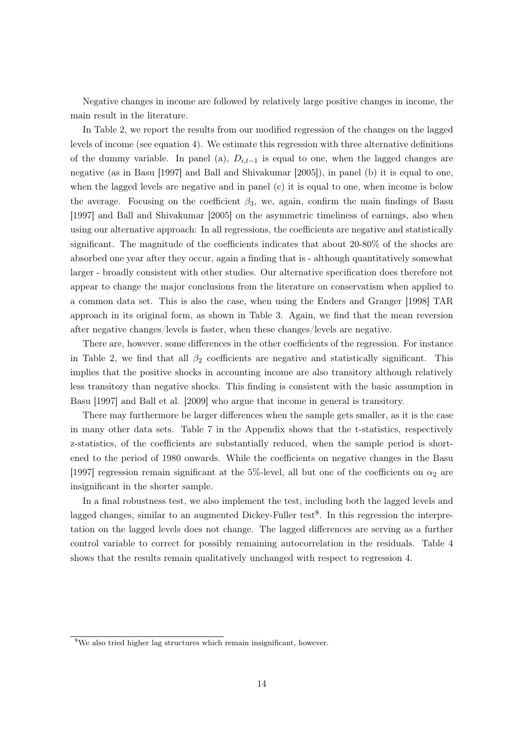Negative changes in income are followed by relatively large positive changes in income, the main result in the literature.

In Table 2, we report the results from our modified regression of the changes on the lagged levels of income (see equation 4). We estimate this regression with three alternative definitions of the dummy variable. In panel (a), $D_{i,t-1}$ is equal to one, when the lagged changes are negative (as in Basu [1997] and Ball and Shivakumar [2005]), in panel (b) it is equal to one, when the lagged levels are negative and in panel (c) it is equal to one, when income is below the average. Focusing on the coefficient $\beta_3$, we, again, confirm the main findings of Basu [1997] and Ball and Shivakumar [2005] on the asymmetric timeliness of earnings, also when using our alternative approach: In all regressions, the coefficients are negative and statistically significant. The magnitude of the coefficients indicates that about 20-80% of the shocks are absorbed one year after they occur, again a finding that is - although quantitatively somewhat larger - broadly consistent with other studies. Our alternative specification does therefore not appear to change the major conclusions from the literature on conservatism when applied to a common data set. This is also the case, when using the Enders and Granger [1998] TAR approach in its original form, as shown in Table 3. Again, we find that the mean reversion after negative changes/levels is faster, when these changes/levels are negative.

There are, however, some differences in the other coefficients of the regression. For instance in Table 2, we find that all $\beta_2$ coefficients are negative and statistically significant. This implies that the positive shocks in accounting income are also transitory although relatively less transitory than negative shocks. This finding is consistent with the basic assumption in Basu [1997] and Ball et al. [2009] who argue that income in general is transitory.

There may furthermore be larger differences when the sample gets smaller, as it is the case in many other data sets. Table 7 in the Appendix shows that the t-statistics, respectively z-statistics, of the coefficients are substantially reduced, when the sample period is shortened to the period of 1980 onwards. While the coefficients on negative changes in the Basu [1997] regression remain significant at the 5%-level, all but one of the coefficients on $\alpha_2$ are insignificant in the shorter sample.

In a final robustness test, we also implement the test, including both the lagged levels and lagged changes, similar to an augmented Dickey-Fuller test[8]. In this regression the interpretation on the lagged levels does not change. The lagged differences are serving as a further control variable to correct for possibly remaining autocorrelation in the residuals. Table 4 shows that the results remain qualitatively unchanged with respect to regression 4.

[8] We also tried higher lag structures which remain insignificant, however.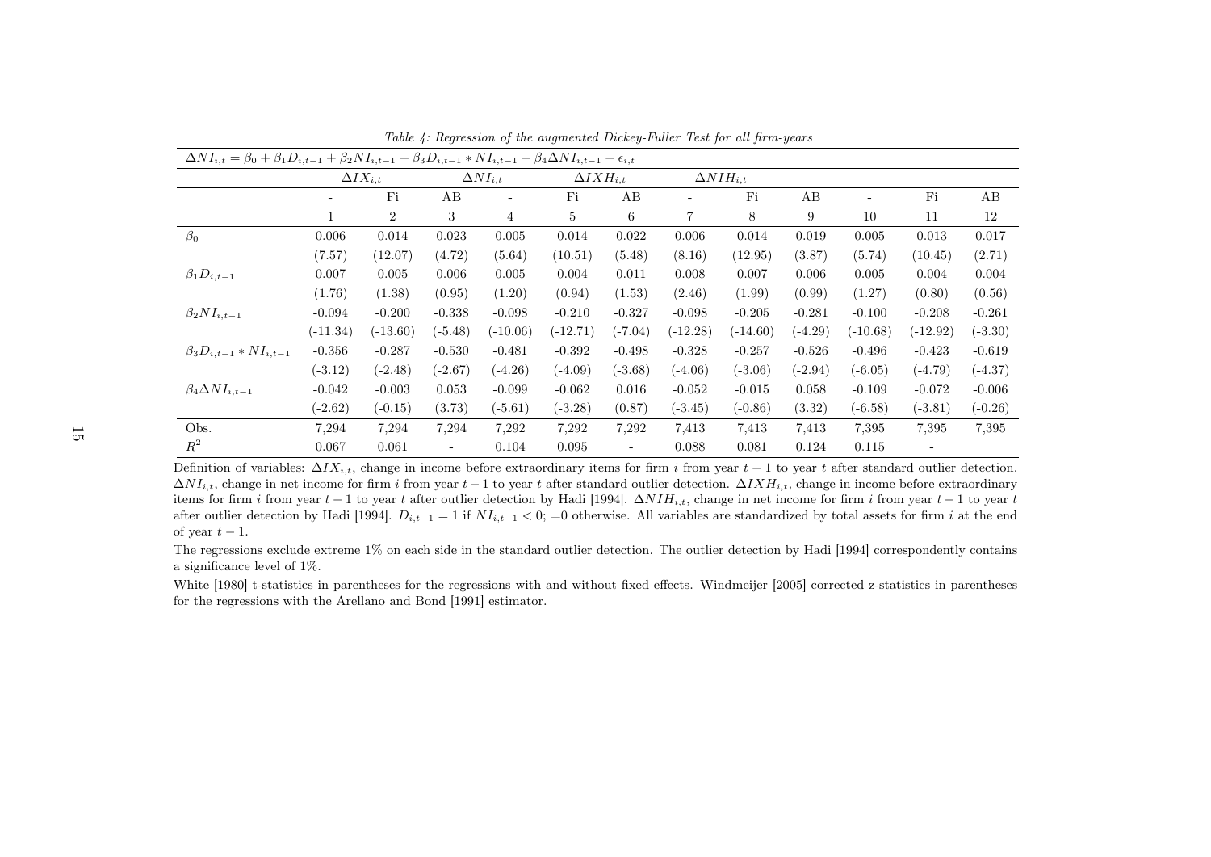*Table 4: Regression of the augmented Dickey-Fuller Test for all firm-years*

$\Delta NI_{i,t} = \beta_0 + \beta_1 D_{i,t-1} + \beta_2 NI_{i,t-1} + \beta_3 D_{i,t-1} * NI_{i,t-1} + \beta_4 \Delta NI_{i,t-1} + \epsilon_{i,t}$

| | $\Delta IX_{i,t}$ | | | $\Delta NI_{i,t}$ | | | $\Delta IXH_{i,t}$ | | | $\Delta NIH_{i,t}$ | | |
|---|---|---|---|---|---|---|---|---|---|---|---|---|
| | - | Fi | AB | - | Fi | AB | - | Fi | AB | - | Fi | AB |
| | 1 | 2 | 3 | 4 | 5 | 6 | 7 | 8 | 9 | 10 | 11 | 12 |
| $\beta_0$ | 0.006 | 0.014 | 0.023 | 0.005 | 0.014 | 0.022 | 0.006 | 0.014 | 0.019 | 0.005 | 0.013 | 0.017 |
| | (7.57) | (12.07) | (4.72) | (5.64) | (10.51) | (5.48) | (8.16) | (12.95) | (3.87) | (5.74) | (10.45) | (2.71) |
| $\beta_1 D_{i,t-1}$ | 0.007 | 0.005 | 0.006 | 0.005 | 0.004 | 0.011 | 0.008 | 0.007 | 0.006 | 0.005 | 0.004 | 0.004 |
| | (1.76) | (1.38) | (0.95) | (1.20) | (0.94) | (1.53) | (2.46) | (1.99) | (0.99) | (1.27) | (0.80) | (0.56) |
| $\beta_2 NI_{i,t-1}$ | -0.094 | -0.200 | -0.338 | -0.098 | -0.210 | -0.327 | -0.098 | -0.205 | -0.281 | -0.100 | -0.208 | -0.261 |
| | (-11.34) | (-13.60) | (-5.48) | (-10.06) | (-12.71) | (-7.04) | (-12.28) | (-14.60) | (-4.29) | (-10.68) | (-12.92) | (-3.30) |
| $\beta_3 D_{i,t-1} * NI_{i,t-1}$ | -0.356 | -0.287 | -0.530 | -0.481 | -0.392 | -0.498 | -0.328 | -0.257 | -0.526 | -0.496 | -0.423 | -0.619 |
| | (-3.12) | (-2.48) | (-2.67) | (-4.26) | (-4.09) | (-3.68) | (-4.06) | (-3.06) | (-2.94) | (-6.05) | (-4.79) | (-4.37) |
| $\beta_4 \Delta NI_{i,t-1}$ | -0.042 | -0.003 | 0.053 | -0.099 | -0.062 | 0.016 | -0.052 | -0.015 | 0.058 | -0.109 | -0.072 | -0.006 |
| | (-2.62) | (-0.15) | (3.73) | (-5.61) | (-3.28) | (0.87) | (-3.45) | (-0.86) | (3.32) | (-6.58) | (-3.81) | (-0.26) |
| Obs. | 7,294 | 7,294 | 7,294 | 7,292 | 7,292 | 7,292 | 7,413 | 7,413 | 7,413 | 7,395 | 7,395 | 7,395 |
| $R^2$ | 0.067 | 0.061 | - | 0.104 | 0.095 | - | 0.088 | 0.081 | 0.124 | 0.115 | - | |

Definition of variables: $\Delta IX_{i,t}$, change in income before extraordinary items for firm $i$ from year $t-1$ to year $t$ after standard outlier detection. $\Delta NI_{i,t}$, change in net income for firm $i$ from year $t-1$ to year $t$ after standard outlier detection. $\Delta IXH_{i,t}$, change in income before extraordinary items for firm $i$ from year $t-1$ to year $t$ after outlier detection by Hadi [1994]. $\Delta NIH_{i,t}$, change in net income for firm $i$ from year $t-1$ to year $t$ after outlier detection by Hadi [1994]. $D_{i,t-1} = 1$ if $NI_{i,t-1} < 0$; $=0$ otherwise. All variables are standardized by total assets for firm $i$ at the end of year $t-1$.

The regressions exclude extreme 1% on each side in the standard outlier detection. The outlier detection by Hadi [1994] correspondently contains a significance level of 1%.

White [1980] t-statistics in parentheses for the regressions with and without fixed effects. Windmeijer [2005] corrected z-statistics in parentheses for the regressions with the Arellano and Bond [1991] estimator.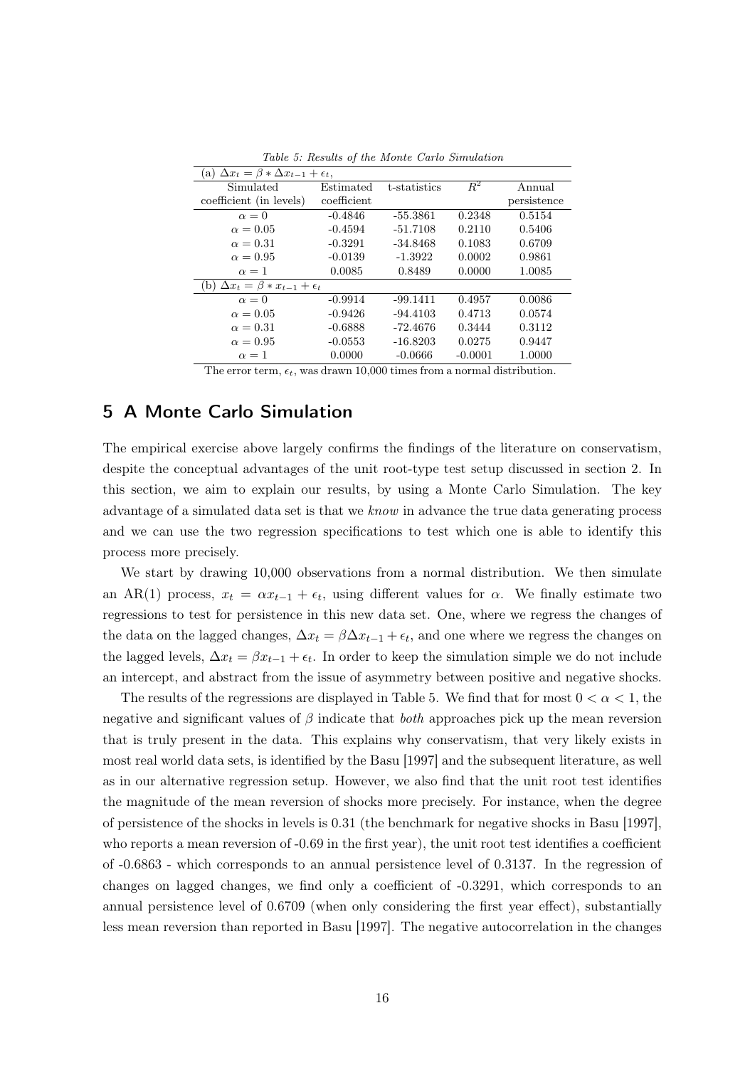*Table 5: Results of the Monte Carlo Simulation*

| Simulated coefficient (in levels) | Estimated coefficient | t-statistics | $R^2$ | Annual persistence |
|---|---|---|---|---|
| (a) $\Delta x_t = \beta * \Delta x_{t-1} + \epsilon_t$, | | | | |
| $\alpha = 0$ | -0.4846 | -55.3861 | 0.2348 | 0.5154 |
| $\alpha = 0.05$ | -0.4594 | -51.7108 | 0.2110 | 0.5406 |
| $\alpha = 0.31$ | -0.3291 | -34.8468 | 0.1083 | 0.6709 |
| $\alpha = 0.95$ | -0.0139 | -1.3922 | 0.0002 | 0.9861 |
| $\alpha = 1$ | 0.0085 | 0.8489 | 0.0000 | 1.0085 |
| (b) $\Delta x_t = \beta * x_{t-1} + \epsilon_t$ | | | | |
| $\alpha = 0$ | -0.9914 | -99.1411 | 0.4957 | 0.0086 |
| $\alpha = 0.05$ | -0.9426 | -94.4103 | 0.4713 | 0.0574 |
| $\alpha = 0.31$ | -0.6888 | -72.4676 | 0.3444 | 0.3112 |
| $\alpha = 0.95$ | -0.0553 | -16.8203 | 0.0275 | 0.9447 |
| $\alpha = 1$ | 0.0000 | -0.0666 | -0.0001 | 1.0000 |

The error term, $\epsilon_t$, was drawn 10,000 times from a normal distribution.

## 5 A Monte Carlo Simulation

The empirical exercise above largely confirms the findings of the literature on conservatism, despite the conceptual advantages of the unit root-type test setup discussed in section 2. In this section, we aim to explain our results, by using a Monte Carlo Simulation. The key advantage of a simulated data set is that we *know* in advance the true data generating process and we can use the two regression specifications to test which one is able to identify this process more precisely.

We start by drawing 10,000 observations from a normal distribution. We then simulate an AR(1) process, $x_t = \alpha x_{t-1} + \epsilon_t$, using different values for $\alpha$. We finally estimate two regressions to test for persistence in this new data set. One, where we regress the changes of the data on the lagged changes, $\Delta x_t = \beta \Delta x_{t-1} + \epsilon_t$, and one where we regress the changes on the lagged levels, $\Delta x_t = \beta x_{t-1} + \epsilon_t$. In order to keep the simulation simple we do not include an intercept, and abstract from the issue of asymmetry between positive and negative shocks.

The results of the regressions are displayed in Table 5. We find that for most $0 < \alpha < 1$, the negative and significant values of $\beta$ indicate that *both* approaches pick up the mean reversion that is truly present in the data. This explains why conservatism, that very likely exists in most real world data sets, is identified by the Basu [1997] and the subsequent literature, as well as in our alternative regression setup. However, we also find that the unit root test identifies the magnitude of the mean reversion of shocks more precisely. For instance, when the degree of persistence of the shocks in levels is 0.31 (the benchmark for negative shocks in Basu [1997], who reports a mean reversion of -0.69 in the first year), the unit root test identifies a coefficient of -0.6863 - which corresponds to an annual persistence level of 0.3137. In the regression of changes on lagged changes, we find only a coefficient of -0.3291, which corresponds to an annual persistence level of 0.6709 (when only considering the first year effect), substantially less mean reversion than reported in Basu [1997]. The negative autocorrelation in the changes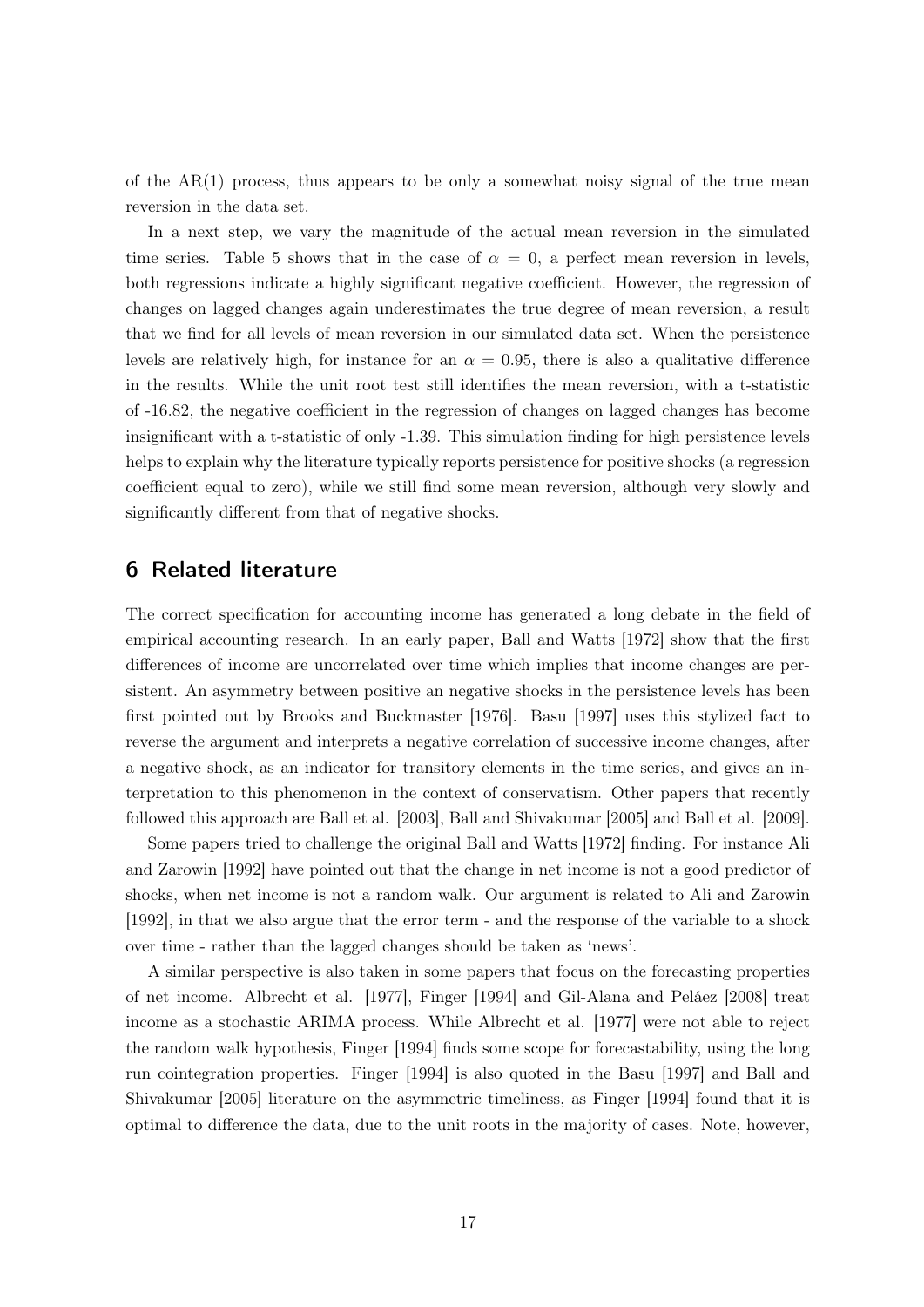of the AR(1) process, thus appears to be only a somewhat noisy signal of the true mean reversion in the data set.

In a next step, we vary the magnitude of the actual mean reversion in the simulated time series. Table 5 shows that in the case of $\alpha = 0$, a perfect mean reversion in levels, both regressions indicate a highly significant negative coefficient. However, the regression of changes on lagged changes again underestimates the true degree of mean reversion, a result that we find for all levels of mean reversion in our simulated data set. When the persistence levels are relatively high, for instance for an $\alpha = 0.95$, there is also a qualitative difference in the results. While the unit root test still identifies the mean reversion, with a t-statistic of -16.82, the negative coefficient in the regression of changes on lagged changes has become insignificant with a t-statistic of only -1.39. This simulation finding for high persistence levels helps to explain why the literature typically reports persistence for positive shocks (a regression coefficient equal to zero), while we still find some mean reversion, although very slowly and significantly different from that of negative shocks.

## 6 Related literature

The correct specification for accounting income has generated a long debate in the field of empirical accounting research. In an early paper, Ball and Watts [1972] show that the first differences of income are uncorrelated over time which implies that income changes are persistent. An asymmetry between positive an negative shocks in the persistence levels has been first pointed out by Brooks and Buckmaster [1976]. Basu [1997] uses this stylized fact to reverse the argument and interprets a negative correlation of successive income changes, after a negative shock, as an indicator for transitory elements in the time series, and gives an interpretation to this phenomenon in the context of conservatism. Other papers that recently followed this approach are Ball et al. [2003], Ball and Shivakumar [2005] and Ball et al. [2009].

Some papers tried to challenge the original Ball and Watts [1972] finding. For instance Ali and Zarowin [1992] have pointed out that the change in net income is not a good predictor of shocks, when net income is not a random walk. Our argument is related to Ali and Zarowin [1992], in that we also argue that the error term - and the response of the variable to a shock over time - rather than the lagged changes should be taken as 'news'.

A similar perspective is also taken in some papers that focus on the forecasting properties of net income. Albrecht et al. [1977], Finger [1994] and Gil-Alana and Peláez [2008] treat income as a stochastic ARIMA process. While Albrecht et al. [1977] were not able to reject the random walk hypothesis, Finger [1994] finds some scope for forecastability, using the long run cointegration properties. Finger [1994] is also quoted in the Basu [1997] and Ball and Shivakumar [2005] literature on the asymmetric timeliness, as Finger [1994] found that it is optimal to difference the data, due to the unit roots in the majority of cases. Note, however,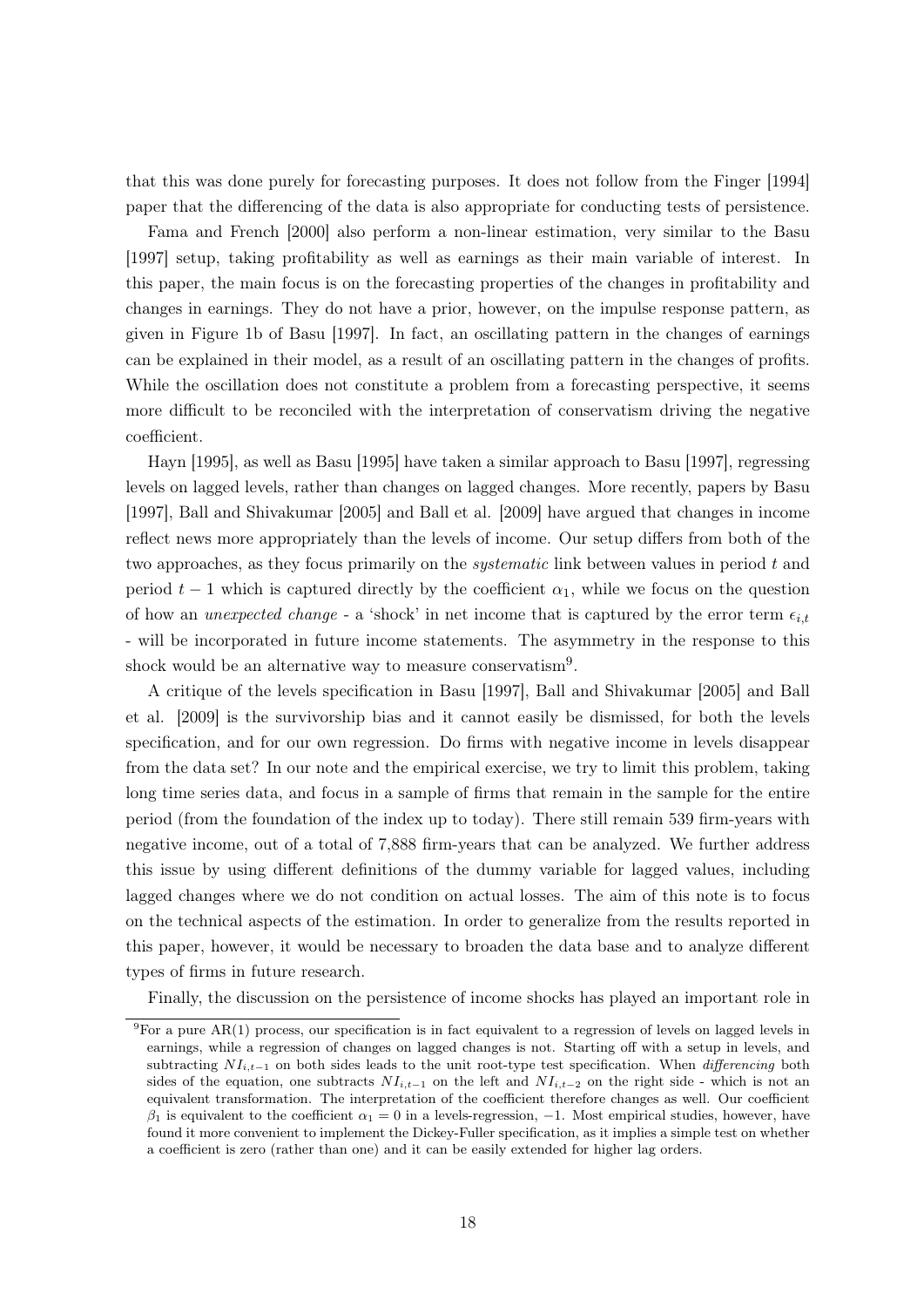that this was done purely for forecasting purposes. It does not follow from the Finger [1994] paper that the differencing of the data is also appropriate for conducting tests of persistence.

Fama and French [2000] also perform a non-linear estimation, very similar to the Basu [1997] setup, taking profitability as well as earnings as their main variable of interest. In this paper, the main focus is on the forecasting properties of the changes in profitability and changes in earnings. They do not have a prior, however, on the impulse response pattern, as given in Figure 1b of Basu [1997]. In fact, an oscillating pattern in the changes of earnings can be explained in their model, as a result of an oscillating pattern in the changes of profits. While the oscillation does not constitute a problem from a forecasting perspective, it seems more difficult to be reconciled with the interpretation of conservatism driving the negative coefficient.

Hayn [1995], as well as Basu [1995] have taken a similar approach to Basu [1997], regressing levels on lagged levels, rather than changes on lagged changes. More recently, papers by Basu [1997], Ball and Shivakumar [2005] and Ball et al. [2009] have argued that changes in income reflect news more appropriately than the levels of income. Our setup differs from both of the two approaches, as they focus primarily on the *systematic* link between values in period $t$ and period $t-1$ which is captured directly by the coefficient $\alpha_1$, while we focus on the question of how an *unexpected change* - a 'shock' in net income that is captured by the error term $\epsilon_{i,t}$ - will be incorporated in future income statements. The asymmetry in the response to this shock would be an alternative way to measure conservatism[9].

A critique of the levels specification in Basu [1997], Ball and Shivakumar [2005] and Ball et al. [2009] is the survivorship bias and it cannot easily be dismissed, for both the levels specification, and for our own regression. Do firms with negative income in levels disappear from the data set? In our note and the empirical exercise, we try to limit this problem, taking long time series data, and focus in a sample of firms that remain in the sample for the entire period (from the foundation of the index up to today). There still remain 539 firm-years with negative income, out of a total of 7,888 firm-years that can be analyzed. We further address this issue by using different definitions of the dummy variable for lagged values, including lagged changes where we do not condition on actual losses. The aim of this note is to focus on the technical aspects of the estimation. In order to generalize from the results reported in this paper, however, it would be necessary to broaden the data base and to analyze different types of firms in future research.

Finally, the discussion on the persistence of income shocks has played an important role in

[9] For a pure AR(1) process, our specification is in fact equivalent to a regression of levels on lagged levels in earnings, while a regression of changes on lagged changes is not. Starting off with a setup in levels, and subtracting $NI_{i,t-1}$ on both sides leads to the unit root-type test specification. When *differencing* both sides of the equation, one subtracts $NI_{i,t-1}$ on the left and $NI_{i,t-2}$ on the right side - which is not an equivalent transformation. The interpretation of the coefficient therefore changes as well. Our coefficient $\beta_1$ is equivalent to the coefficient $\alpha_1 = 0$ in a levels-regression, $-1$. Most empirical studies, however, have found it more convenient to implement the Dickey-Fuller specification, as it implies a simple test on whether a coefficient is zero (rather than one) and it can be easily extended for higher lag orders.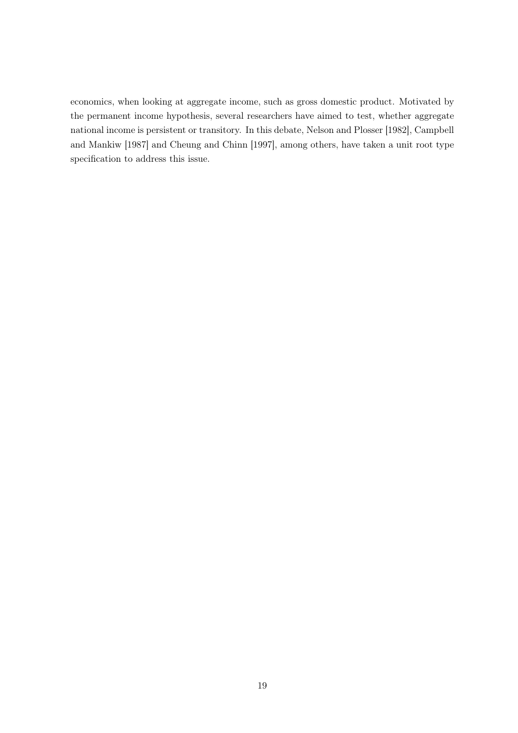economics, when looking at aggregate income, such as gross domestic product. Motivated by the permanent income hypothesis, several researchers have aimed to test, whether aggregate national income is persistent or transitory. In this debate, Nelson and Plosser [1982], Campbell and Mankiw [1987] and Cheung and Chinn [1997], among others, have taken a unit root type specification to address this issue.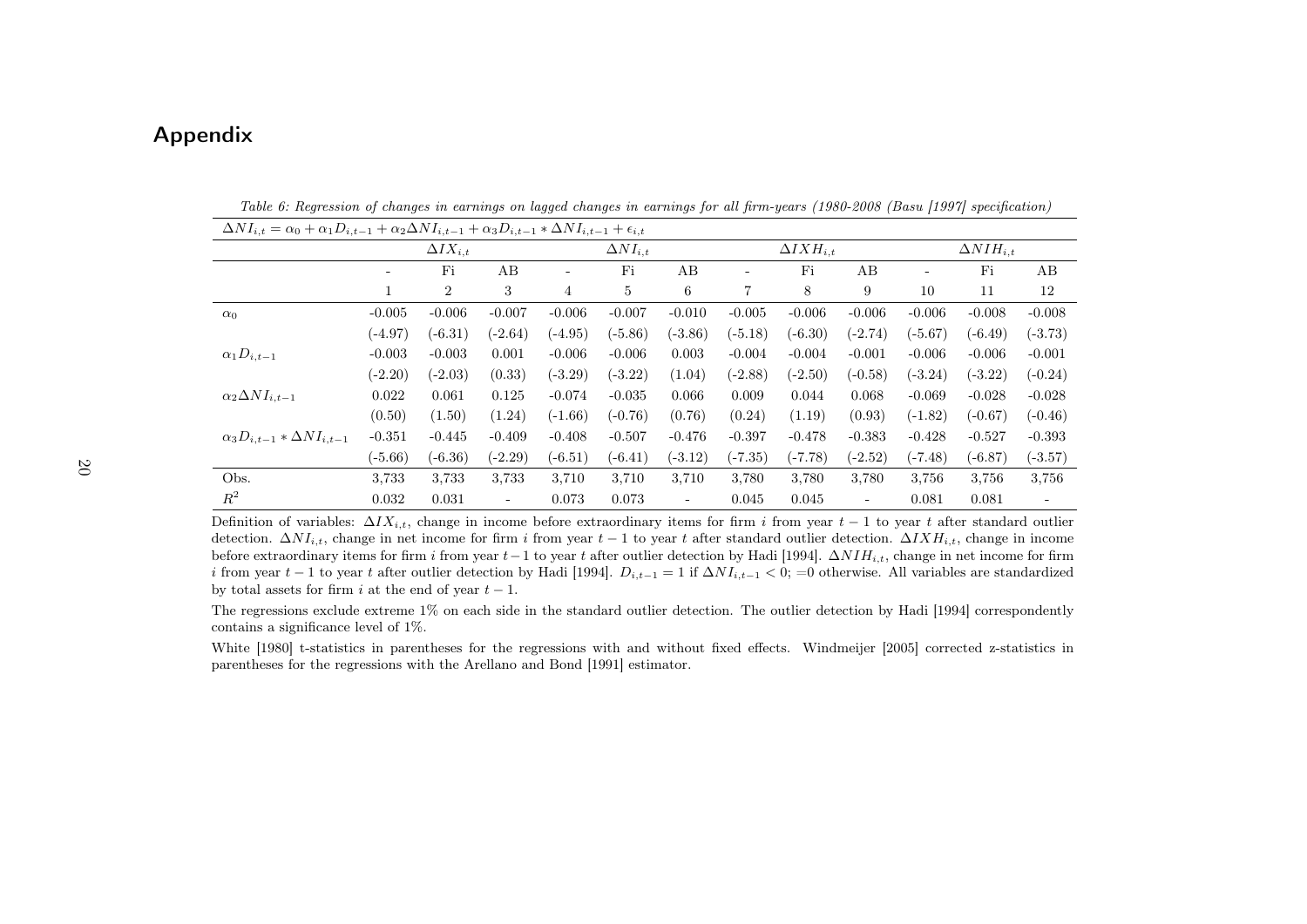## Appendix

*Table 6: Regression of changes in earnings on lagged changes in earnings for all firm-years (1980-2008 (Basu [1997] specification)*

$\Delta NI_{i,t} = \alpha_0 + \alpha_1 D_{i,t-1} + \alpha_2 \Delta NI_{i,t-1} + \alpha_3 D_{i,t-1} * \Delta NI_{i,t-1} + \epsilon_{i,t}$

| | $\Delta IX_{i,t}$ | | | $\Delta NI_{i,t}$ | | | $\Delta IXH_{i,t}$ | | | $\Delta NIH_{i,t}$ | | |
|---|---|---|---|---|---|---|---|---|---|---|---|---|
| | - | Fi | AB | - | Fi | AB | - | Fi | AB | - | Fi | AB |
| | 1 | 2 | 3 | 4 | 5 | 6 | 7 | 8 | 9 | 10 | 11 | 12 |
| $\alpha_0$ | -0.005 | -0.006 | -0.007 | -0.006 | -0.007 | -0.010 | -0.005 | -0.006 | -0.006 | -0.006 | -0.008 | -0.008 |
| | (-4.97) | (-6.31) | (-2.64) | (-4.95) | (-5.86) | (-3.86) | (-5.18) | (-6.30) | (-2.74) | (-5.67) | (-6.49) | (-3.73) |
| $\alpha_1 D_{i,t-1}$ | -0.003 | -0.003 | 0.001 | -0.006 | -0.006 | 0.003 | -0.004 | -0.004 | -0.001 | -0.006 | -0.006 | -0.001 |
| | (-2.20) | (-2.03) | (0.33) | (-3.29) | (-3.22) | (1.04) | (-2.88) | (-2.50) | (-0.58) | (-3.24) | (-3.22) | (-0.24) |
| $\alpha_2 \Delta NI_{i,t-1}$ | 0.022 | 0.061 | 0.125 | -0.074 | -0.035 | 0.066 | 0.009 | 0.044 | 0.068 | -0.069 | -0.028 | -0.028 |
| | (0.50) | (1.50) | (1.24) | (-1.66) | (-0.76) | (0.76) | (0.24) | (1.19) | (0.93) | (-1.82) | (-0.67) | (-0.46) |
| $\alpha_3 D_{i,t-1} * \Delta NI_{i,t-1}$ | -0.351 | -0.445 | -0.409 | -0.408 | -0.507 | -0.476 | -0.397 | -0.478 | -0.383 | -0.428 | -0.527 | -0.393 |
| | (-5.66) | (-6.36) | (-2.29) | (-6.51) | (-6.41) | (-3.12) | (-7.35) | (-7.78) | (-2.52) | (-7.48) | (-6.87) | (-3.57) |
| Obs. | 3,733 | 3,733 | 3,733 | 3,710 | 3,710 | 3,710 | 3,780 | 3,780 | 3,780 | 3,756 | 3,756 | 3,756 |
| $R^2$ | 0.032 | 0.031 | - | 0.073 | 0.073 | - | 0.045 | 0.045 | - | 0.081 | 0.081 | - |

Definition of variables: $\Delta IX_{i,t}$, change in income before extraordinary items for firm $i$ from year $t-1$ to year $t$ after standard outlier detection. $\Delta NI_{i,t}$, change in net income for firm $i$ from year $t-1$ to year $t$ after standard outlier detection. $\Delta IXH_{i,t}$, change in income before extraordinary items for firm $i$ from year $t-1$ to year $t$ after outlier detection by Hadi [1994]. $\Delta NIH_{i,t}$, change in net income for firm $i$ from year $t-1$ to year $t$ after outlier detection by Hadi [1994]. $D_{i,t-1} = 1$ if $\Delta NI_{i,t-1} < 0$; $=0$ otherwise. All variables are standardized by total assets for firm $i$ at the end of year $t-1$.

The regressions exclude extreme 1% on each side in the standard outlier detection. The outlier detection by Hadi [1994] correspondently contains a significance level of 1%.

White [1980] t-statistics in parentheses for the regressions with and without fixed effects. Windmeijer [2005] corrected z-statistics in parentheses for the regressions with the Arellano and Bond [1991] estimator.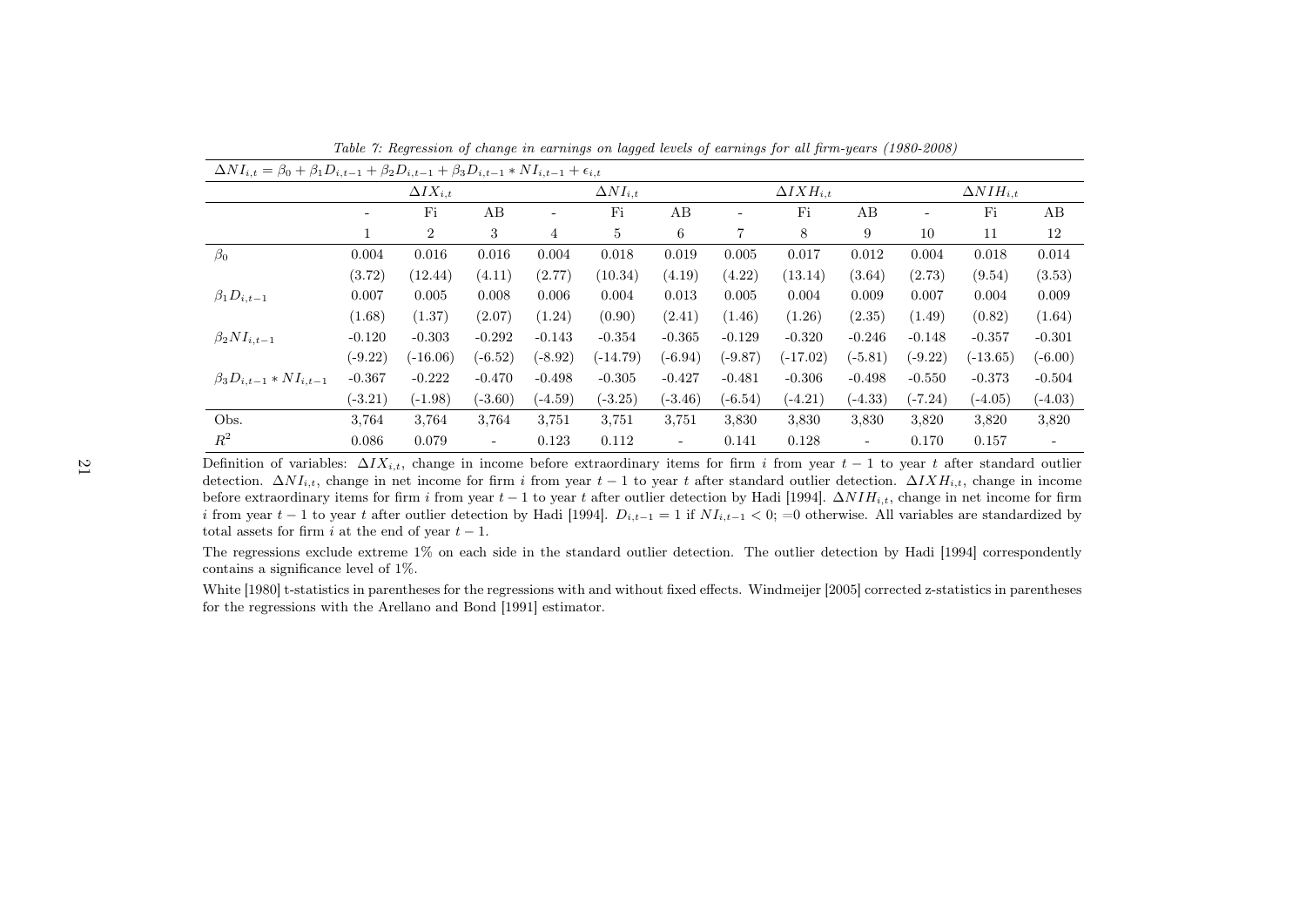*Table 7: Regression of change in earnings on lagged levels of earnings for all firm-years (1980-2008)*

$\Delta NI_{i,t} = \beta_0 + \beta_1 D_{i,t-1} + \beta_2 D_{i,t-1} + \beta_3 D_{i,t-1} * NI_{i,t-1} + \epsilon_{i,t}$

| | $\Delta IX_{i,t}$ | | | $\Delta NI_{i,t}$ | | | $\Delta IXH_{i,t}$ | | | $\Delta NIH_{i,t}$ | | |
|---|---|---|---|---|---|---|---|---|---|---|---|---|
| | - | Fi | AB | - | Fi | AB | - | Fi | AB | - | Fi | AB |
| | 1 | 2 | 3 | 4 | 5 | 6 | 7 | 8 | 9 | 10 | 11 | 12 |
| $\beta_0$ | 0.004 | 0.016 | 0.016 | 0.004 | 0.018 | 0.019 | 0.005 | 0.017 | 0.012 | 0.004 | 0.018 | 0.014 |
| | (3.72) | (12.44) | (4.11) | (2.77) | (10.34) | (4.19) | (4.22) | (13.14) | (3.64) | (2.73) | (9.54) | (3.53) |
| $\beta_1 D_{i,t-1}$ | 0.007 | 0.005 | 0.008 | 0.006 | 0.004 | 0.013 | 0.005 | 0.004 | 0.009 | 0.007 | 0.004 | 0.009 |
| | (1.68) | (1.37) | (2.07) | (1.24) | (0.90) | (2.41) | (1.46) | (1.26) | (2.35) | (1.49) | (0.82) | (1.64) |
| $\beta_2 NI_{i,t-1}$ | -0.120 | -0.303 | -0.292 | -0.143 | -0.354 | -0.365 | -0.129 | -0.320 | -0.246 | -0.148 | -0.357 | -0.301 |
| | (-9.22) | (-16.06) | (-6.52) | (-8.92) | (-14.79) | (-6.94) | (-9.87) | (-17.02) | (-5.81) | (-9.22) | (-13.65) | (-6.00) |
| $\beta_3 D_{i,t-1} * NI_{i,t-1}$ | -0.367 | -0.222 | -0.470 | -0.498 | -0.305 | -0.427 | -0.481 | -0.306 | -0.498 | -0.550 | -0.373 | -0.504 |
| | (-3.21) | (-1.98) | (-3.60) | (-4.59) | (-3.25) | (-3.46) | (-6.54) | (-4.21) | (-4.33) | (-7.24) | (-4.05) | (-4.03) |
| Obs. | 3,764 | 3,764 | 3,764 | 3,751 | 3,751 | 3,751 | 3,830 | 3,830 | 3,830 | 3,820 | 3,820 | 3,820 |
| $R^2$ | 0.086 | 0.079 | - | 0.123 | 0.112 | - | 0.141 | 0.128 | - | 0.170 | 0.157 | - |

Definition of variables: $\Delta IX_{i,t}$, change in income before extraordinary items for firm $i$ from year $t-1$ to year $t$ after standard outlier detection. $\Delta NI_{i,t}$, change in net income for firm $i$ from year $t-1$ to year $t$ after standard outlier detection. $\Delta IXH_{i,t}$, change in income before extraordinary items for firm $i$ from year $t-1$ to year $t$ after outlier detection by Hadi [1994]. $\Delta NIH_{i,t}$, change in net income for firm $i$ from year $t-1$ to year $t$ after outlier detection by Hadi [1994]. $D_{i,t-1} = 1$ if $NI_{i,t-1} < 0$; $=0$ otherwise. All variables are standardized by total assets for firm $i$ at the end of year $t-1$.

The regressions exclude extreme 1% on each side in the standard outlier detection. The outlier detection by Hadi [1994] correspondently contains a significance level of 1%.

White [1980] t-statistics in parentheses for the regressions with and without fixed effects. Windmeijer [2005] corrected z-statistics in parentheses for the regressions with the Arellano and Bond [1991] estimator.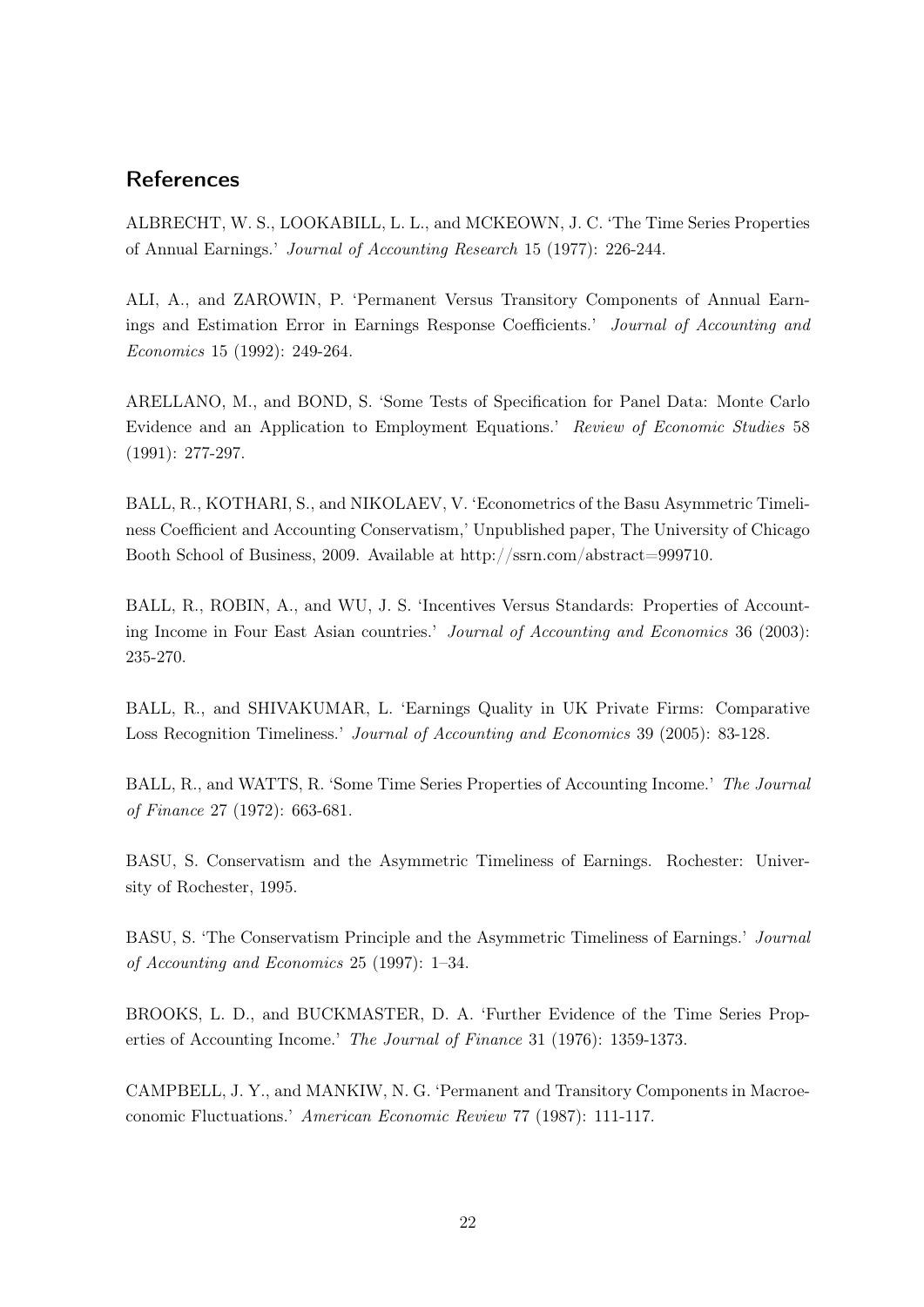## References

ALBRECHT, W. S., LOOKABILL, L. L., and MCKEOWN, J. C. 'The Time Series Properties of Annual Earnings.' *Journal of Accounting Research* 15 (1977): 226-244.

ALI, A., and ZAROWIN, P. 'Permanent Versus Transitory Components of Annual Earnings and Estimation Error in Earnings Response Coefficients.' *Journal of Accounting and Economics* 15 (1992): 249-264.

ARELLANO, M., and BOND, S. 'Some Tests of Specification for Panel Data: Monte Carlo Evidence and an Application to Employment Equations.' *Review of Economic Studies* 58 (1991): 277-297.

BALL, R., KOTHARI, S., and NIKOLAEV, V. 'Econometrics of the Basu Asymmetric Timeliness Coefficient and Accounting Conservatism,' Unpublished paper, The University of Chicago Booth School of Business, 2009. Available at http://ssrn.com/abstract=999710.

BALL, R., ROBIN, A., and WU, J. S. 'Incentives Versus Standards: Properties of Accounting Income in Four East Asian countries.' *Journal of Accounting and Economics* 36 (2003): 235-270.

BALL, R., and SHIVAKUMAR, L. 'Earnings Quality in UK Private Firms: Comparative Loss Recognition Timeliness.' *Journal of Accounting and Economics* 39 (2005): 83-128.

BALL, R., and WATTS, R. 'Some Time Series Properties of Accounting Income.' *The Journal of Finance* 27 (1972): 663-681.

BASU, S. Conservatism and the Asymmetric Timeliness of Earnings. Rochester: University of Rochester, 1995.

BASU, S. 'The Conservatism Principle and the Asymmetric Timeliness of Earnings.' *Journal of Accounting and Economics* 25 (1997): 1–34.

BROOKS, L. D., and BUCKMASTER, D. A. 'Further Evidence of the Time Series Properties of Accounting Income.' *The Journal of Finance* 31 (1976): 1359-1373.

CAMPBELL, J. Y., and MANKIW, N. G. 'Permanent and Transitory Components in Macroeconomic Fluctuations.' *American Economic Review* 77 (1987): 111-117.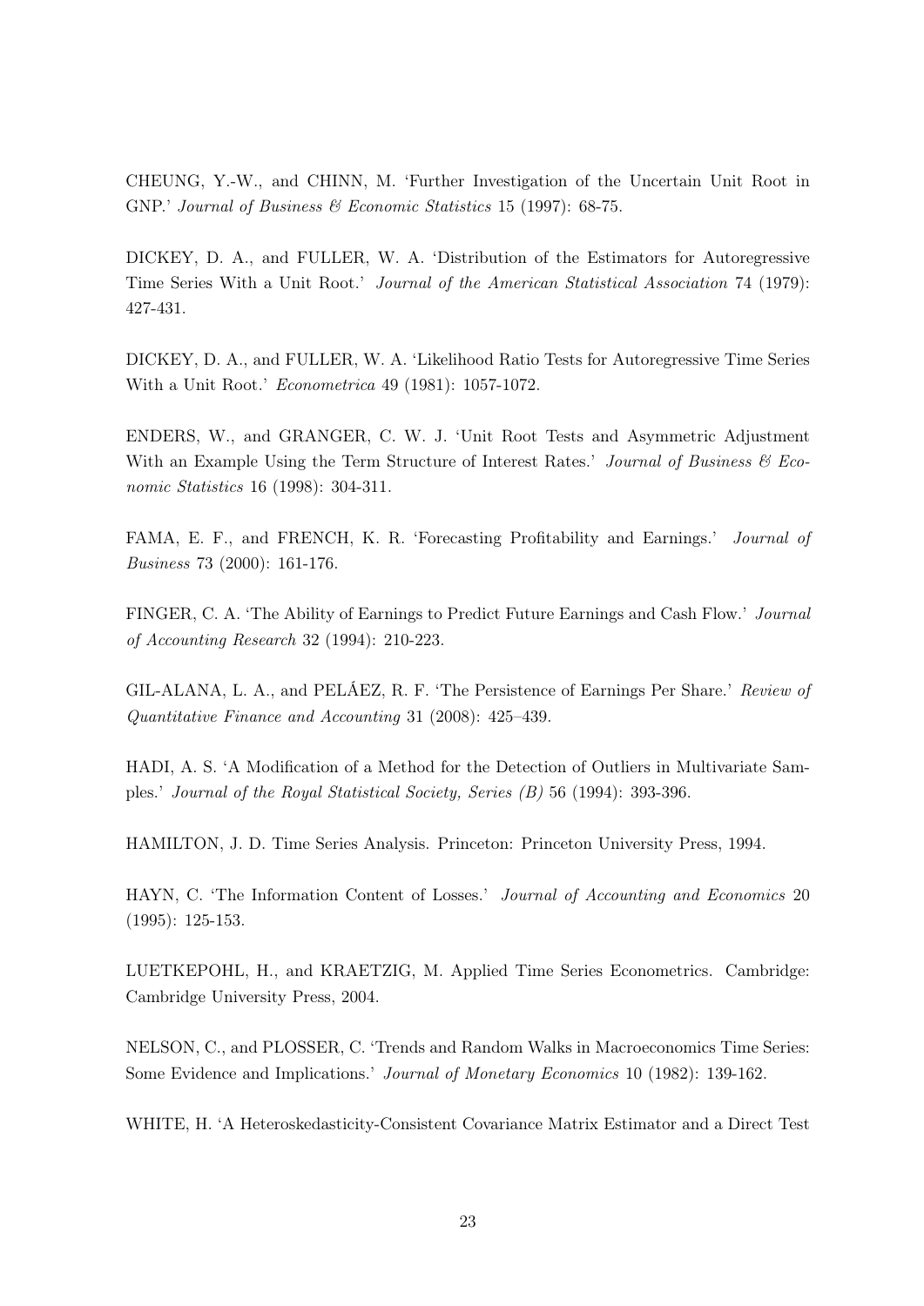CHEUNG, Y.-W., and CHINN, M. 'Further Investigation of the Uncertain Unit Root in GNP.' *Journal of Business & Economic Statistics* 15 (1997): 68-75.

DICKEY, D. A., and FULLER, W. A. 'Distribution of the Estimators for Autoregressive Time Series With a Unit Root.' *Journal of the American Statistical Association* 74 (1979): 427-431.

DICKEY, D. A., and FULLER, W. A. 'Likelihood Ratio Tests for Autoregressive Time Series With a Unit Root.' *Econometrica* 49 (1981): 1057-1072.

ENDERS, W., and GRANGER, C. W. J. 'Unit Root Tests and Asymmetric Adjustment With an Example Using the Term Structure of Interest Rates.' *Journal of Business & Economic Statistics* 16 (1998): 304-311.

FAMA, E. F., and FRENCH, K. R. 'Forecasting Profitability and Earnings.' *Journal of Business* 73 (2000): 161-176.

FINGER, C. A. 'The Ability of Earnings to Predict Future Earnings and Cash Flow.' *Journal of Accounting Research* 32 (1994): 210-223.

GIL-ALANA, L. A., and PELÁEZ, R. F. 'The Persistence of Earnings Per Share.' *Review of Quantitative Finance and Accounting* 31 (2008): 425–439.

HADI, A. S. 'A Modification of a Method for the Detection of Outliers in Multivariate Samples.' *Journal of the Royal Statistical Society, Series (B)* 56 (1994): 393-396.

HAMILTON, J. D. Time Series Analysis. Princeton: Princeton University Press, 1994.

HAYN, C. 'The Information Content of Losses.' *Journal of Accounting and Economics* 20 (1995): 125-153.

LUETKEPOHL, H., and KRAETZIG, M. Applied Time Series Econometrics. Cambridge: Cambridge University Press, 2004.

NELSON, C., and PLOSSER, C. 'Trends and Random Walks in Macroeconomics Time Series: Some Evidence and Implications.' *Journal of Monetary Economics* 10 (1982): 139-162.

WHITE, H. 'A Heteroskedasticity-Consistent Covariance Matrix Estimator and a Direct Test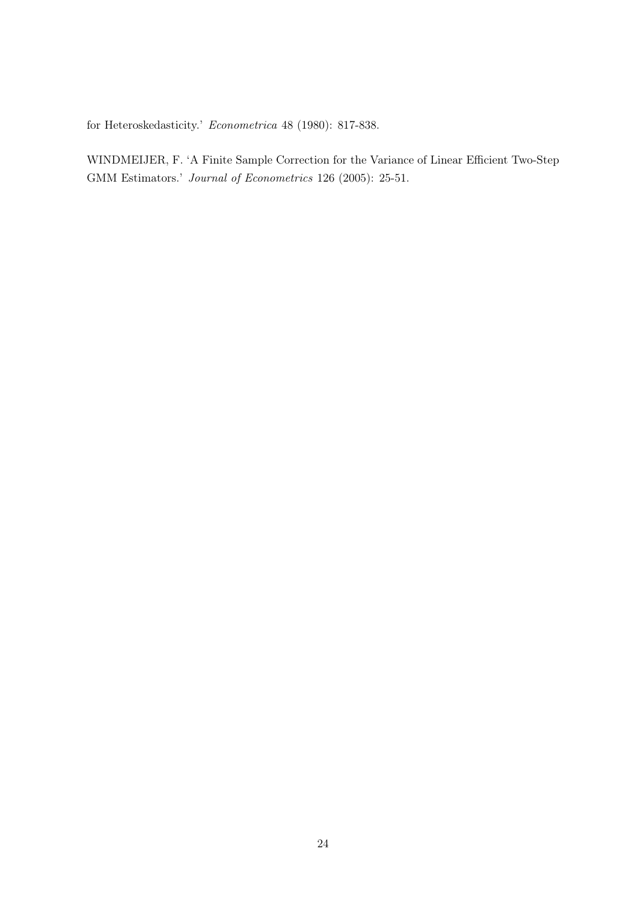for Heteroskedasticity.' *Econometrica* 48 (1980): 817-838.

WINDMEIJER, F. 'A Finite Sample Correction for the Variance of Linear Efficient Two-Step GMM Estimators.' *Journal of Econometrics* 126 (2005): 25-51.